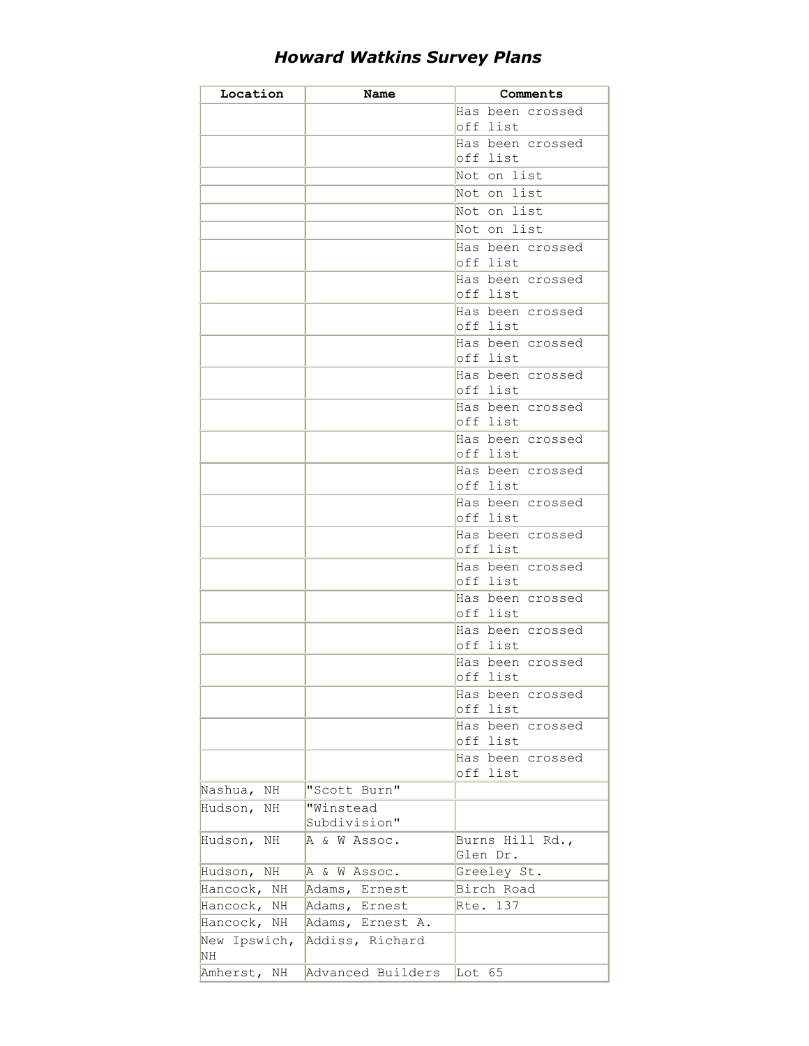# *Howard Watkins Survey Plans*

| Location | Name | Comments |
|---|---|---|
| | | Has been crossed off list |
| | | Has been crossed off list |
| | | Not on list |
| | | Not on list |
| | | Not on list |
| | | Not on list |
| | | Has been crossed off list |
| | | Has been crossed off list |
| | | Has been crossed off list |
| | | Has been crossed off list |
| | | Has been crossed off list |
| | | Has been crossed off list |
| | | Has been crossed off list |
| | | Has been crossed off list |
| | | Has been crossed off list |
| | | Has been crossed off list |
| | | Has been crossed off list |
| | | Has been crossed off list |
| | | Has been crossed off list |
| | | Has been crossed off list |
| | | Has been crossed off list |
| | | Has been crossed off list |
| | | Has been crossed off list |
| Nashua, NH | "Scott Burn" | |
| Hudson, NH | "Winstead Subdivision" | |
| Hudson, NH | A & W Assoc. | Burns Hill Rd., Glen Dr. |
| Hudson, NH | A & W Assoc. | Greeley St. |
| Hancock, NH | Adams, Ernest | Birch Road |
| Hancock, NH | Adams, Ernest | Rte. 137 |
| Hancock, NH | Adams, Ernest A. | |
| New Ipswich, NH | Addiss, Richard | |
| Amherst, NH | Advanced Builders | Lot 65 |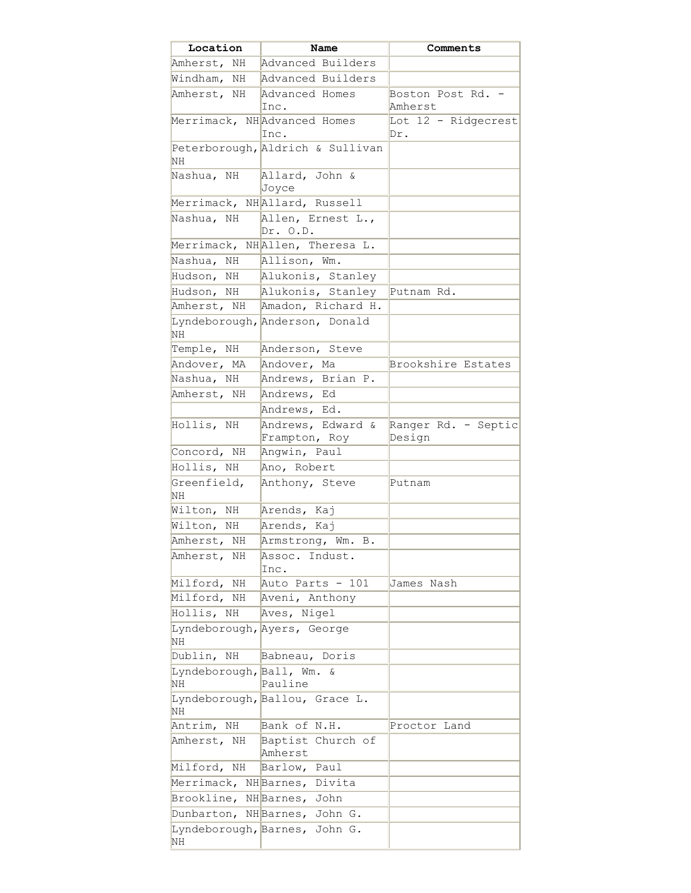| Location | Name | Comments |
|---|---|---|
| Amherst, NH | Advanced Builders | |
| Windham, NH | Advanced Builders | |
| Amherst, NH | Advanced Homes Inc. | Boston Post Rd. - Amherst |
| Merrimack, NH | Advanced Homes Inc. | Lot 12 - Ridgecrest Dr. |
| Peterborough, NH | Aldrich & Sullivan | |
| Nashua, NH | Allard, John & Joyce | |
| Merrimack, NH | Allard, Russell | |
| Nashua, NH | Allen, Ernest L., Dr. O.D. | |
| Merrimack, NH | Allen, Theresa L. | |
| Nashua, NH | Allison, Wm. | |
| Hudson, NH | Alukonis, Stanley | |
| Hudson, NH | Alukonis, Stanley | Putnam Rd. |
| Amherst, NH | Amadon, Richard H. | |
| Lyndeborough, NH | Anderson, Donald | |
| Temple, NH | Anderson, Steve | |
| Andover, MA | Andover, Ma | Brookshire Estates |
| Nashua, NH | Andrews, Brian P. | |
| Amherst, NH | Andrews, Ed | |
| | Andrews, Ed. | |
| Hollis, NH | Andrews, Edward & Frampton, Roy | Ranger Rd. - Septic Design |
| Concord, NH | Angwin, Paul | |
| Hollis, NH | Ano, Robert | |
| Greenfield, NH | Anthony, Steve | Putnam |
| Wilton, NH | Arends, Kaj | |
| Wilton, NH | Arends, Kaj | |
| Amherst, NH | Armstrong, Wm. B. | |
| Amherst, NH | Assoc. Indust. Inc. | |
| Milford, NH | Auto Parts - 101 | James Nash |
| Milford, NH | Aveni, Anthony | |
| Hollis, NH | Aves, Nigel | |
| Lyndeborough, NH | Ayers, George | |
| Dublin, NH | Babneau, Doris | |
| Lyndeborough, NH | Ball, Wm. & Pauline | |
| Lyndeborough, NH | Ballou, Grace L. | |
| Antrim, NH | Bank of N.H. | Proctor Land |
| Amherst, NH | Baptist Church of Amherst | |
| Milford, NH | Barlow, Paul | |
| Merrimack, NH | Barnes, Divita | |
| Brookline, NH | Barnes, John | |
| Dunbarton, NH | Barnes, John G. | |
| Lyndeborough, NH | Barnes, John G. | |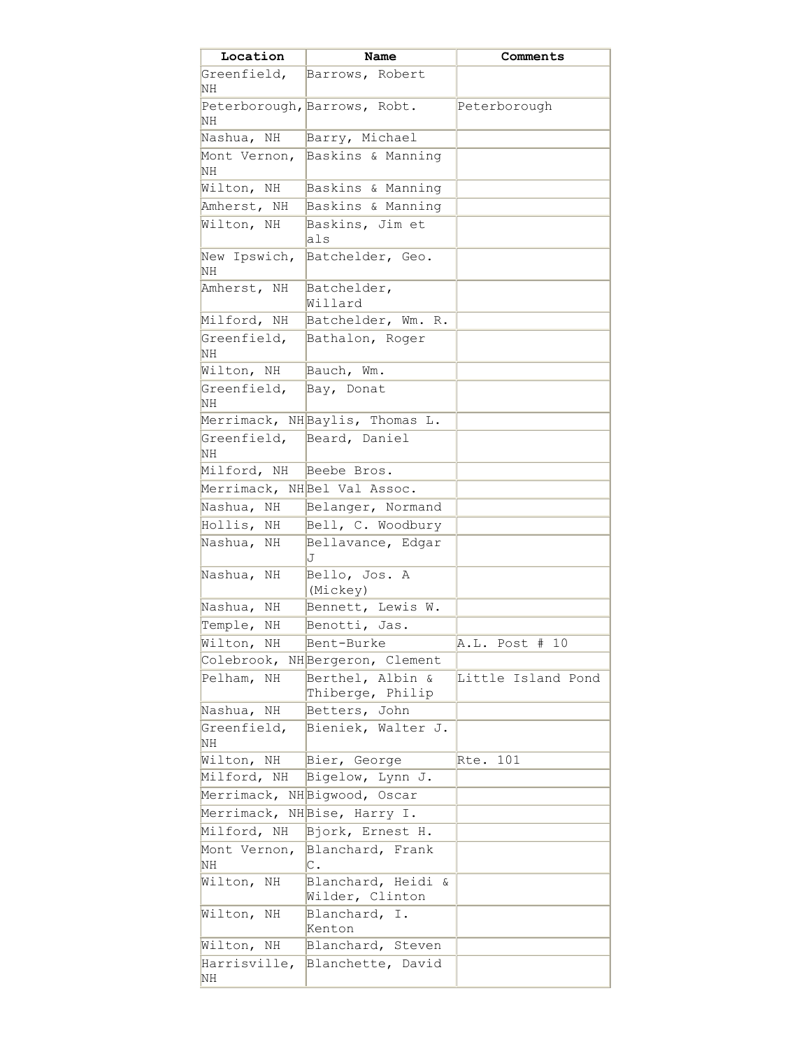| Location | Name | Comments |
|---|---|---|
| Greenfield, NH | Barrows, Robert | |
| Peterborough, NH | Barrows, Robt. | Peterborough |
| Nashua, NH | Barry, Michael | |
| Mont Vernon, NH | Baskins & Manning | |
| Wilton, NH | Baskins & Manning | |
| Amherst, NH | Baskins & Manning | |
| Wilton, NH | Baskins, Jim et als | |
| New Ipswich, NH | Batchelder, Geo. | |
| Amherst, NH | Batchelder, Willard | |
| Milford, NH | Batchelder, Wm. R. | |
| Greenfield, NH | Bathalon, Roger | |
| Wilton, NH | Bauch, Wm. | |
| Greenfield, NH | Bay, Donat | |
| Merrimack, NH | Baylis, Thomas L. | |
| Greenfield, NH | Beard, Daniel | |
| Milford, NH | Beebe Bros. | |
| Merrimack, NH | Bel Val Assoc. | |
| Nashua, NH | Belanger, Normand | |
| Hollis, NH | Bell, C. Woodbury | |
| Nashua, NH | Bellavance, Edgar J | |
| Nashua, NH | Bello, Jos. A (Mickey) | |
| Nashua, NH | Bennett, Lewis W. | |
| Temple, NH | Benotti, Jas. | |
| Wilton, NH | Bent-Burke | A.L. Post # 10 |
| Colebrook, NH | Bergeron, Clement | |
| Pelham, NH | Berthel, Albin & Thiberge, Philip | Little Island Pond |
| Nashua, NH | Betters, John | |
| Greenfield, NH | Bieniek, Walter J. | |
| Wilton, NH | Bier, George | Rte. 101 |
| Milford, NH | Bigelow, Lynn J. | |
| Merrimack, NH | Bigwood, Oscar | |
| Merrimack, NH | Bise, Harry I. | |
| Milford, NH | Bjork, Ernest H. | |
| Mont Vernon, NH | Blanchard, Frank C. | |
| Wilton, NH | Blanchard, Heidi & Wilder, Clinton | |
| Wilton, NH | Blanchard, I. Kenton | |
| Wilton, NH | Blanchard, Steven | |
| Harrisville, NH | Blanchette, David | |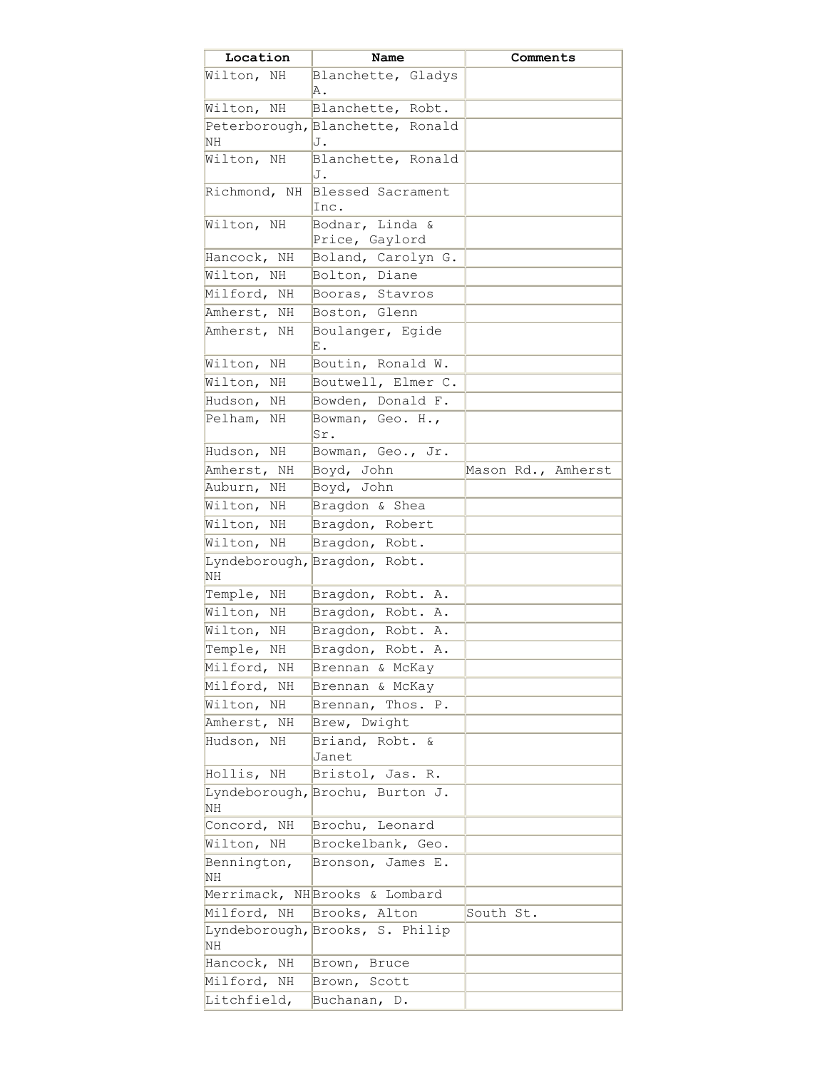| Location | Name | Comments |
|---|---|---|
| Wilton, NH | Blanchette, Gladys A. | |
| Wilton, NH | Blanchette, Robt. | |
| Peterborough, NH | Blanchette, Ronald J. | |
| Wilton, NH | Blanchette, Ronald J. | |
| Richmond, NH | Blessed Sacrament Inc. | |
| Wilton, NH | Bodnar, Linda & Price, Gaylord | |
| Hancock, NH | Boland, Carolyn G. | |
| Wilton, NH | Bolton, Diane | |
| Milford, NH | Booras, Stavros | |
| Amherst, NH | Boston, Glenn | |
| Amherst, NH | Boulanger, Egide E. | |
| Wilton, NH | Boutin, Ronald W. | |
| Wilton, NH | Boutwell, Elmer C. | |
| Hudson, NH | Bowden, Donald F. | |
| Pelham, NH | Bowman, Geo. H., Sr. | |
| Hudson, NH | Bowman, Geo., Jr. | |
| Amherst, NH | Boyd, John | Mason Rd., Amherst |
| Auburn, NH | Boyd, John | |
| Wilton, NH | Bragdon & Shea | |
| Wilton, NH | Bragdon, Robert | |
| Wilton, NH | Bragdon, Robt. | |
| Lyndeborough, NH | Bragdon, Robt. | |
| Temple, NH | Bragdon, Robt. A. | |
| Wilton, NH | Bragdon, Robt. A. | |
| Wilton, NH | Bragdon, Robt. A. | |
| Temple, NH | Bragdon, Robt. A. | |
| Milford, NH | Brennan & McKay | |
| Milford, NH | Brennan & McKay | |
| Wilton, NH | Brennan, Thos. P. | |
| Amherst, NH | Brew, Dwight | |
| Hudson, NH | Briand, Robt. & Janet | |
| Hollis, NH | Bristol, Jas. R. | |
| Lyndeborough, NH | Brochu, Burton J. | |
| Concord, NH | Brochu, Leonard | |
| Wilton, NH | Brockelbank, Geo. | |
| Bennington, NH | Bronson, James E. | |
| Merrimack, NH | Brooks & Lombard | |
| Milford, NH | Brooks, Alton | South St. |
| Lyndeborough, NH | Brooks, S. Philip | |
| Hancock, NH | Brown, Bruce | |
| Milford, NH | Brown, Scott | |
| Litchfield, | Buchanan, D. | |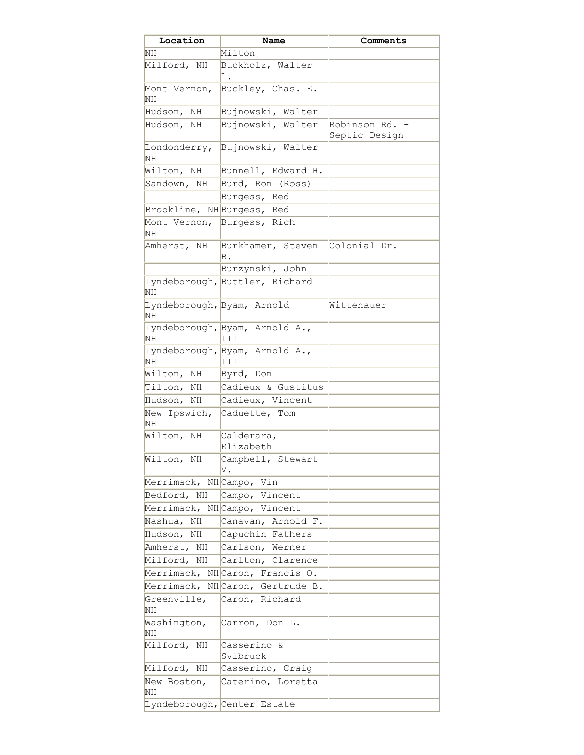| Location | Name | Comments |
| --- | --- | --- |
| NH | Milton | |
| Milford, NH | Buckholz, Walter L. | |
| Mont Vernon, NH | Buckley, Chas. E. | |
| Hudson, NH | Bujnowski, Walter | |
| Hudson, NH | Bujnowski, Walter | Robinson Rd. - Septic Design |
| Londonderry, NH | Bujnowski, Walter | |
| Wilton, NH | Bunnell, Edward H. | |
| Sandown, NH | Burd, Ron (Ross) | |
| | Burgess, Red | |
| Brookline, NH | Burgess, Red | |
| Mont Vernon, NH | Burgess, Rich | |
| Amherst, NH | Burkhamer, Steven B. | Colonial Dr. |
| | Burzynski, John | |
| Lyndeborough, NH | Buttler, Richard | |
| Lyndeborough, NH | Byam, Arnold | Wittenauer |
| Lyndeborough, NH | Byam, Arnold A., III | |
| Lyndeborough, NH | Byam, Arnold A., III | |
| Wilton, NH | Byrd, Don | |
| Tilton, NH | Cadieux & Gustitus | |
| Hudson, NH | Cadieux, Vincent | |
| New Ipswich, NH | Caduette, Tom | |
| Wilton, NH | Calderara, Elizabeth | |
| Wilton, NH | Campbell, Stewart V. | |
| Merrimack, NH | Campo, Vin | |
| Bedford, NH | Campo, Vincent | |
| Merrimack, NH | Campo, Vincent | |
| Nashua, NH | Canavan, Arnold F. | |
| Hudson, NH | Capuchin Fathers | |
| Amherst, NH | Carlson, Werner | |
| Milford, NH | Carlton, Clarence | |
| Merrimack, NH | Caron, Francis O. | |
| Merrimack, NH | Caron, Gertrude B. | |
| Greenville, NH | Caron, Richard | |
| Washington, NH | Carron, Don L. | |
| Milford, NH | Casserino & Svibruck | |
| Milford, NH | Casserino, Craig | |
| New Boston, NH | Caterino, Loretta | |
| Lyndeborough, | Center Estate | |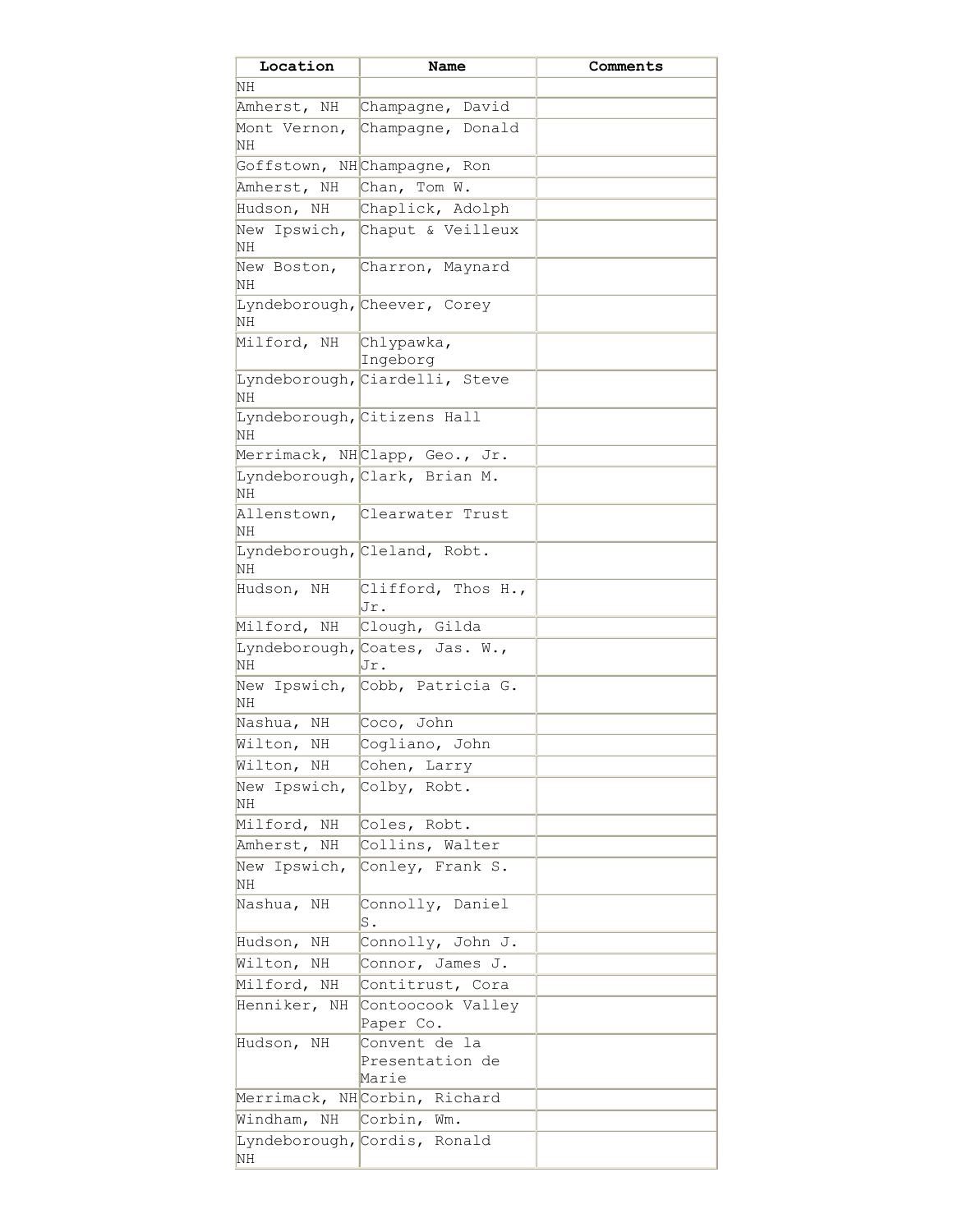| Location | Name | Comments |
| --- | --- | --- |
| NH | | |
| Amherst, NH | Champagne, David | |
| Mont Vernon, NH | Champagne, Donald | |
| Goffstown, NH | Champagne, Ron | |
| Amherst, NH | Chan, Tom W. | |
| Hudson, NH | Chaplick, Adolph | |
| New Ipswich, NH | Chaput & Veilleux | |
| New Boston, NH | Charron, Maynard | |
| Lyndeborough, NH | Cheever, Corey | |
| Milford, NH | Chlypawka, Ingeborg | |
| Lyndeborough, NH | Ciardelli, Steve | |
| Lyndeborough, NH | Citizens Hall | |
| Merrimack, NH | Clapp, Geo., Jr. | |
| Lyndeborough, NH | Clark, Brian M. | |
| Allenstown, NH | Clearwater Trust | |
| Lyndeborough, NH | Cleland, Robt. | |
| Hudson, NH | Clifford, Thos H., Jr. | |
| Milford, NH | Clough, Gilda | |
| Lyndeborough, NH | Coates, Jas. W., Jr. | |
| New Ipswich, NH | Cobb, Patricia G. | |
| Nashua, NH | Coco, John | |
| Wilton, NH | Cogliano, John | |
| Wilton, NH | Cohen, Larry | |
| New Ipswich, NH | Colby, Robt. | |
| Milford, NH | Coles, Robt. | |
| Amherst, NH | Collins, Walter | |
| New Ipswich, NH | Conley, Frank S. | |
| Nashua, NH | Connolly, Daniel S. | |
| Hudson, NH | Connolly, John J. | |
| Wilton, NH | Connor, James J. | |
| Milford, NH | Contitrust, Cora | |
| Henniker, NH | Contoocook Valley Paper Co. | |
| Hudson, NH | Convent de la Presentation de Marie | |
| Merrimack, NH | Corbin, Richard | |
| Windham, NH | Corbin, Wm. | |
| Lyndeborough, NH | Cordis, Ronald | |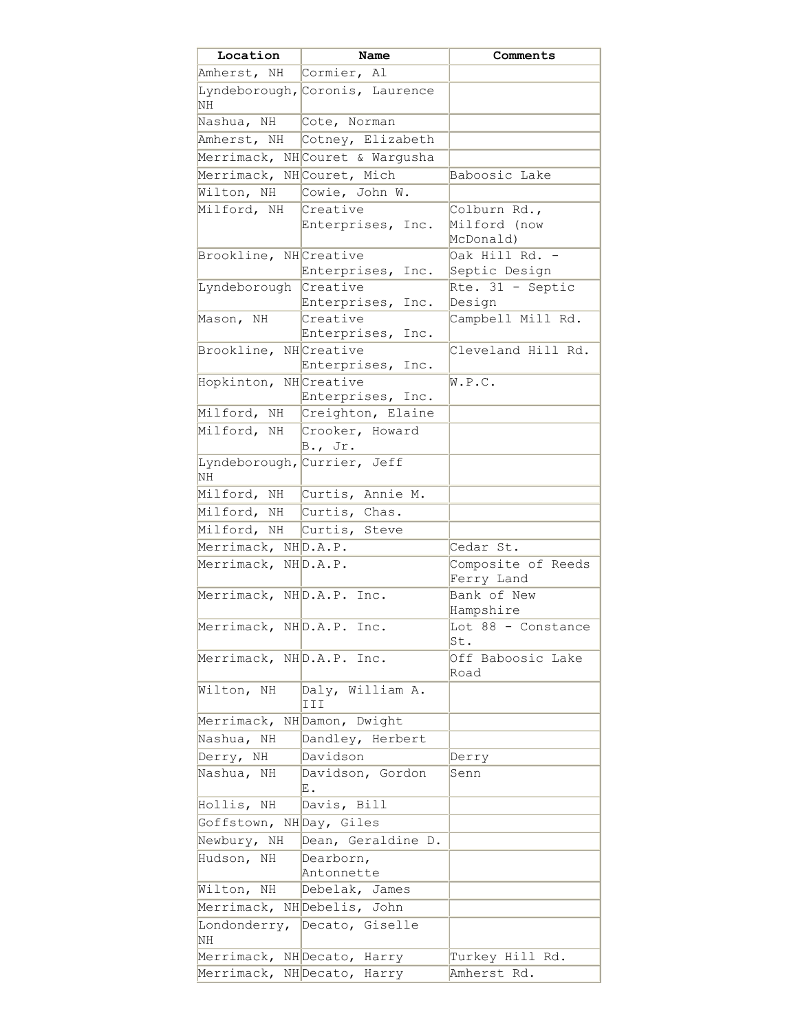| Location | Name | Comments |
|---|---|---|
| Amherst, NH | Cormier, Al | |
| Lyndeborough, NH | Coronis, Laurence | |
| Nashua, NH | Cote, Norman | |
| Amherst, NH | Cotney, Elizabeth | |
| Merrimack, NH | Couret & Wargusha | |
| Merrimack, NH | Couret, Mich | Baboosic Lake |
| Wilton, NH | Cowie, John W. | |
| Milford, NH | Creative Enterprises, Inc. | Colburn Rd., Milford (now McDonald) |
| Brookline, NH | Creative Enterprises, Inc. | Oak Hill Rd. - Septic Design |
| Lyndeborough | Creative Enterprises, Inc. | Rte. 31 - Septic Design |
| Mason, NH | Creative Enterprises, Inc. | Campbell Mill Rd. |
| Brookline, NH | Creative Enterprises, Inc. | Cleveland Hill Rd. |
| Hopkinton, NH | Creative Enterprises, Inc. | W.P.C. |
| Milford, NH | Creighton, Elaine | |
| Milford, NH | Crooker, Howard B., Jr. | |
| Lyndeborough, NH | Currier, Jeff | |
| Milford, NH | Curtis, Annie M. | |
| Milford, NH | Curtis, Chas. | |
| Milford, NH | Curtis, Steve | |
| Merrimack, NH | D.A.P. | Cedar St. |
| Merrimack, NH | D.A.P. | Composite of Reeds Ferry Land |
| Merrimack, NH | D.A.P. Inc. | Bank of New Hampshire |
| Merrimack, NH | D.A.P. Inc. | Lot 88 - Constance St. |
| Merrimack, NH | D.A.P. Inc. | Off Baboosic Lake Road |
| Wilton, NH | Daly, William A. III | |
| Merrimack, NH | Damon, Dwight | |
| Nashua, NH | Dandley, Herbert | |
| Derry, NH | Davidson | Derry |
| Nashua, NH | Davidson, Gordon E. | Senn |
| Hollis, NH | Davis, Bill | |
| Goffstown, NH | Day, Giles | |
| Newbury, NH | Dean, Geraldine D. | |
| Hudson, NH | Dearborn, Antonnette | |
| Wilton, NH | Debelak, James | |
| Merrimack, NH | Debelis, John | |
| Londonderry, NH | Decato, Giselle | |
| Merrimack, NH | Decato, Harry | Turkey Hill Rd. |
| Merrimack, NH | Decato, Harry | Amherst Rd. |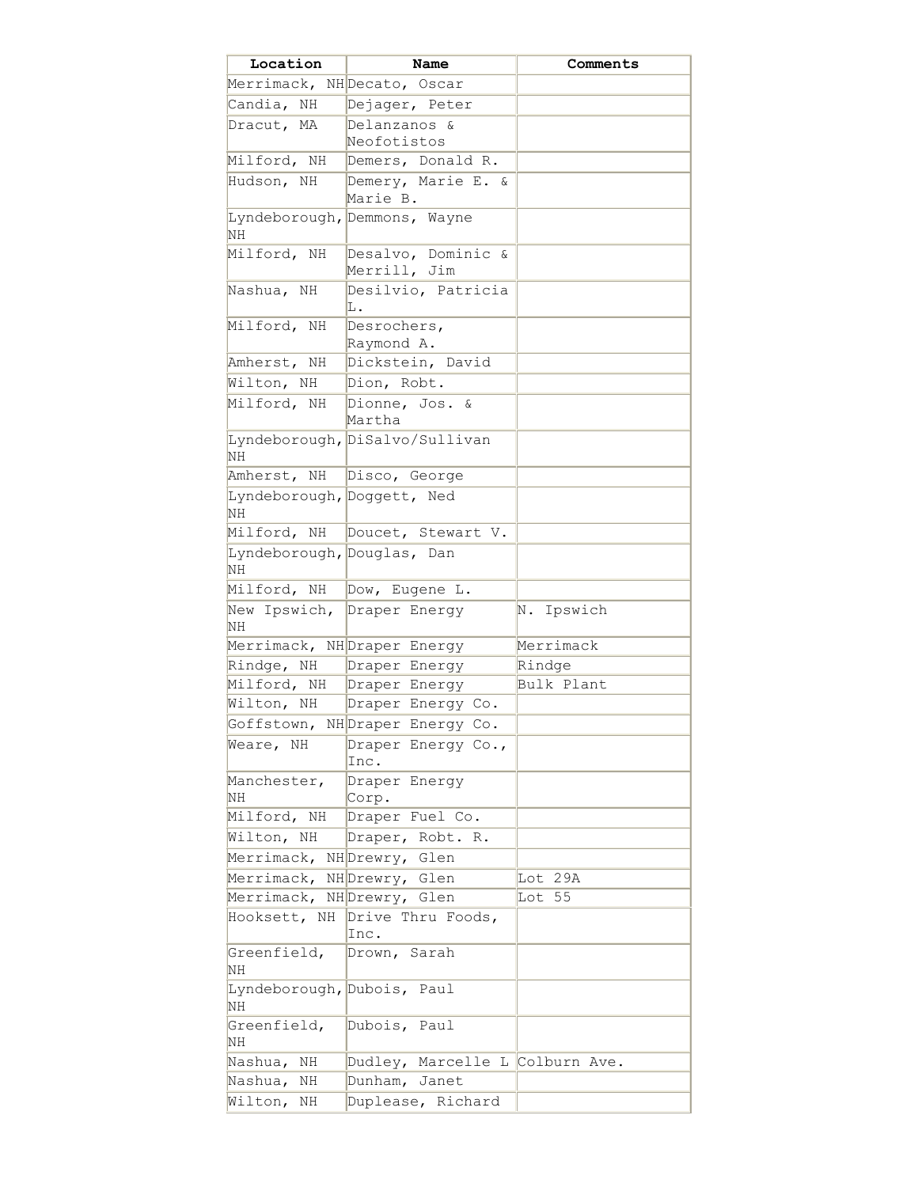| Location | Name | Comments |
|---|---|---|
| Merrimack, NH | Decato, Oscar | |
| Candia, NH | Dejager, Peter | |
| Dracut, MA | Delanzanos & Neofotistos | |
| Milford, NH | Demers, Donald R. | |
| Hudson, NH | Demery, Marie E. & Marie B. | |
| Lyndeborough, NH | Demmons, Wayne | |
| Milford, NH | Desalvo, Dominic & Merrill, Jim | |
| Nashua, NH | Desilvio, Patricia L. | |
| Milford, NH | Desrochers, Raymond A. | |
| Amherst, NH | Dickstein, David | |
| Wilton, NH | Dion, Robt. | |
| Milford, NH | Dionne, Jos. & Martha | |
| Lyndeborough, NH | DiSalvo/Sullivan | |
| Amherst, NH | Disco, George | |
| Lyndeborough, NH | Doggett, Ned | |
| Milford, NH | Doucet, Stewart V. | |
| Lyndeborough, NH | Douglas, Dan | |
| Milford, NH | Dow, Eugene L. | |
| New Ipswich, NH | Draper Energy | N. Ipswich |
| Merrimack, NH | Draper Energy | Merrimack |
| Rindge, NH | Draper Energy | Rindge |
| Milford, NH | Draper Energy | Bulk Plant |
| Wilton, NH | Draper Energy Co. | |
| Goffstown, NH | Draper Energy Co. | |
| Weare, NH | Draper Energy Co., Inc. | |
| Manchester, NH | Draper Energy Corp. | |
| Milford, NH | Draper Fuel Co. | |
| Wilton, NH | Draper, Robt. R. | |
| Merrimack, NH | Drewry, Glen | |
| Merrimack, NH | Drewry, Glen | Lot 29A |
| Merrimack, NH | Drewry, Glen | Lot 55 |
| Hooksett, NH | Drive Thru Foods, Inc. | |
| Greenfield, NH | Drown, Sarah | |
| Lyndeborough, NH | Dubois, Paul | |
| Greenfield, NH | Dubois, Paul | |
| Nashua, NH | Dudley, Marcelle L | Colburn Ave. |
| Nashua, NH | Dunham, Janet | |
| Wilton, NH | Duplease, Richard | |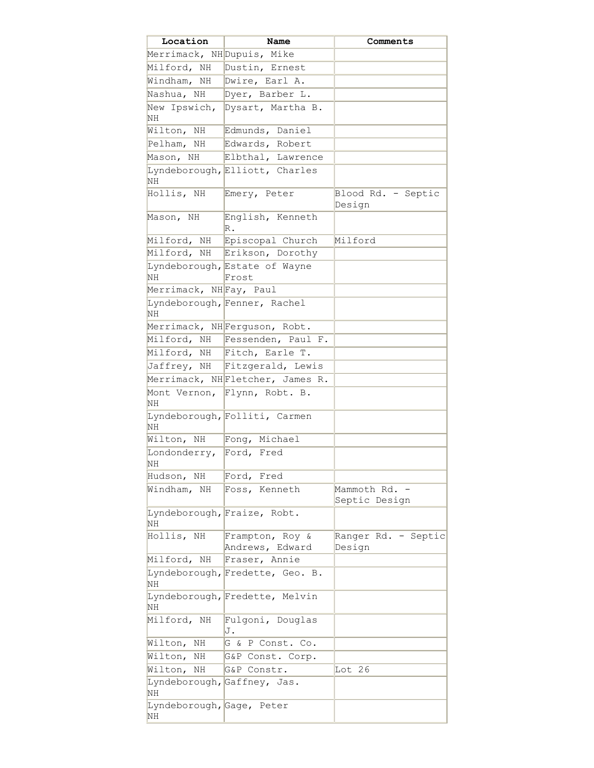| Location | Name | Comments |
| --- | --- | --- |
| Merrimack, NH | Dupuis, Mike | |
| Milford, NH | Dustin, Ernest | |
| Windham, NH | Dwire, Earl A. | |
| Nashua, NH | Dyer, Barber L. | |
| New Ipswich, NH | Dysart, Martha B. | |
| Wilton, NH | Edmunds, Daniel | |
| Pelham, NH | Edwards, Robert | |
| Mason, NH | Elbthal, Lawrence | |
| Lyndeborough, NH | Elliott, Charles | |
| Hollis, NH | Emery, Peter | Blood Rd. - Septic Design |
| Mason, NH | English, Kenneth R. | |
| Milford, NH | Episcopal Church | Milford |
| Milford, NH | Erikson, Dorothy | |
| Lyndeborough, NH | Estate of Wayne Frost | |
| Merrimack, NH | Fay, Paul | |
| Lyndeborough, NH | Fenner, Rachel | |
| Merrimack, NH | Ferguson, Robt. | |
| Milford, NH | Fessenden, Paul F. | |
| Milford, NH | Fitch, Earle T. | |
| Jaffrey, NH | Fitzgerald, Lewis | |
| Merrimack, NH | Fletcher, James R. | |
| Mont Vernon, NH | Flynn, Robt. B. | |
| Lyndeborough, NH | Folliti, Carmen | |
| Wilton, NH | Fong, Michael | |
| Londonderry, NH | Ford, Fred | |
| Hudson, NH | Ford, Fred | |
| Windham, NH | Foss, Kenneth | Mammoth Rd. - Septic Design |
| Lyndeborough, NH | Fraize, Robt. | |
| Hollis, NH | Frampton, Roy & Andrews, Edward | Ranger Rd. - Septic Design |
| Milford, NH | Fraser, Annie | |
| Lyndeborough, NH | Fredette, Geo. B. | |
| Lyndeborough, NH | Fredette, Melvin | |
| Milford, NH | Fulgoni, Douglas J. | |
| Wilton, NH | G & P Const. Co. | |
| Wilton, NH | G&P Const. Corp. | |
| Wilton, NH | G&P Constr. | Lot 26 |
| Lyndeborough, NH | Gaffney, Jas. | |
| Lyndeborough, NH | Gage, Peter | |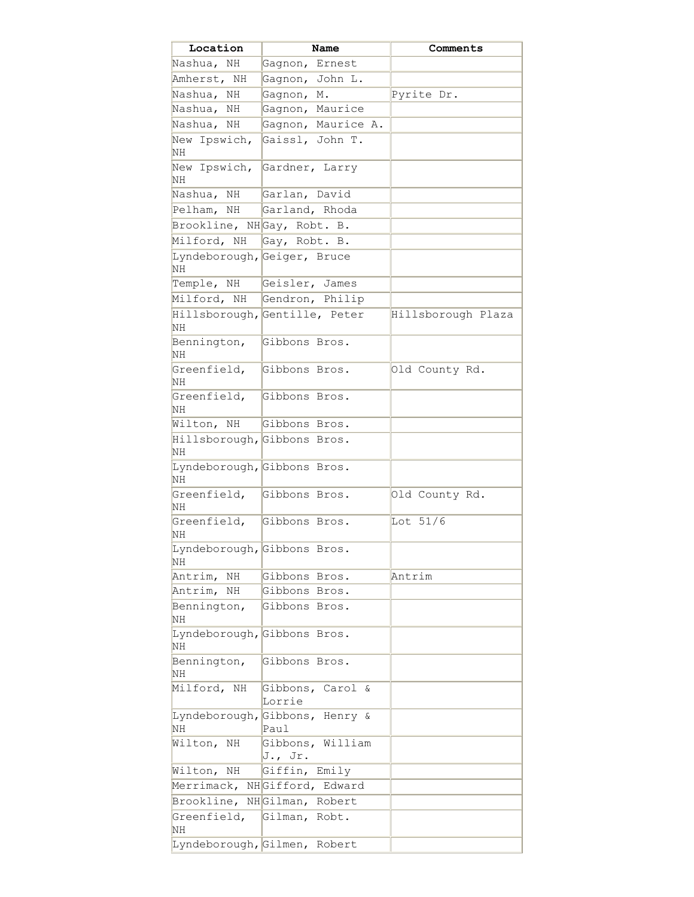| Location | Name | Comments |
| --- | --- | --- |
| Nashua, NH | Gagnon, Ernest | |
| Amherst, NH | Gagnon, John L. | |
| Nashua, NH | Gagnon, M. | Pyrite Dr. |
| Nashua, NH | Gagnon, Maurice | |
| Nashua, NH | Gagnon, Maurice A. | |
| New Ipswich, NH | Gaissl, John T. | |
| New Ipswich, NH | Gardner, Larry | |
| Nashua, NH | Garlan, David | |
| Pelham, NH | Garland, Rhoda | |
| Brookline, NH | Gay, Robt. B. | |
| Milford, NH | Gay, Robt. B. | |
| Lyndeborough, NH | Geiger, Bruce | |
| Temple, NH | Geisler, James | |
| Milford, NH | Gendron, Philip | |
| Hillsborough, NH | Gentille, Peter | Hillsborough Plaza |
| Bennington, NH | Gibbons Bros. | |
| Greenfield, NH | Gibbons Bros. | Old County Rd. |
| Greenfield, NH | Gibbons Bros. | |
| Wilton, NH | Gibbons Bros. | |
| Hillsborough, NH | Gibbons Bros. | |
| Lyndeborough, NH | Gibbons Bros. | |
| Greenfield, NH | Gibbons Bros. | Old County Rd. |
| Greenfield, NH | Gibbons Bros. | Lot 51/6 |
| Lyndeborough, NH | Gibbons Bros. | |
| Antrim, NH | Gibbons Bros. | Antrim |
| Antrim, NH | Gibbons Bros. | |
| Bennington, NH | Gibbons Bros. | |
| Lyndeborough, NH | Gibbons Bros. | |
| Bennington, NH | Gibbons Bros. | |
| Milford, NH | Gibbons, Carol & Lorrie | |
| Lyndeborough, NH | Gibbons, Henry & Paul | |
| Wilton, NH | Gibbons, William J., Jr. | |
| Wilton, NH | Giffin, Emily | |
| Merrimack, NH | Gifford, Edward | |
| Brookline, NH | Gilman, Robert | |
| Greenfield, NH | Gilman, Robt. | |
| Lyndeborough, | Gilmen, Robert | |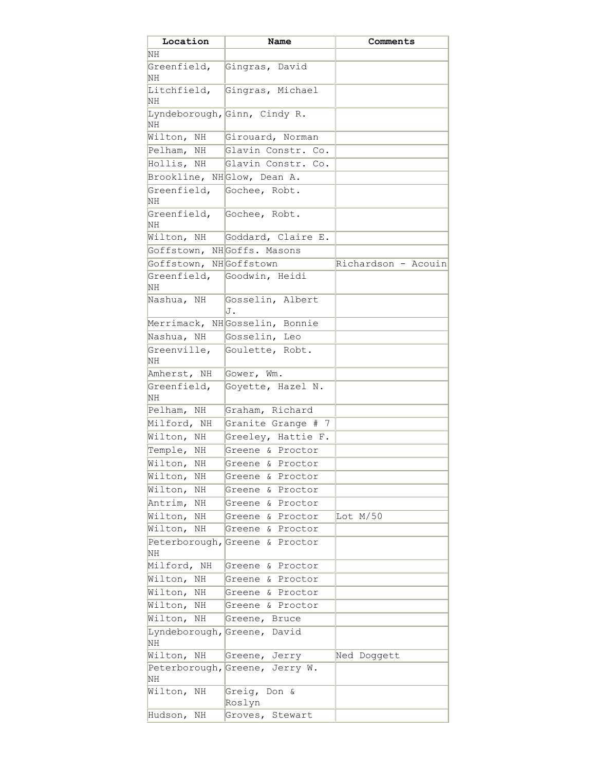| Location | Name | Comments |
|---|---|---|
| NH | | |
| Greenfield, NH | Gingras, David | |
| Litchfield, NH | Gingras, Michael | |
| Lyndeborough, NH | Ginn, Cindy R. | |
| Wilton, NH | Girouard, Norman | |
| Pelham, NH | Glavin Constr. Co. | |
| Hollis, NH | Glavin Constr. Co. | |
| Brookline, NH | Glow, Dean A. | |
| Greenfield, NH | Gochee, Robt. | |
| Greenfield, NH | Gochee, Robt. | |
| Wilton, NH | Goddard, Claire E. | |
| Goffstown, NH | Goffs. Masons | |
| Goffstown, NH | Goffstown | Richardson - Acouin |
| Greenfield, NH | Goodwin, Heidi | |
| Nashua, NH | Gosselin, Albert J. | |
| Merrimack, NH | Gosselin, Bonnie | |
| Nashua, NH | Gosselin, Leo | |
| Greenville, NH | Goulette, Robt. | |
| Amherst, NH | Gower, Wm. | |
| Greenfield, NH | Goyette, Hazel N. | |
| Pelham, NH | Graham, Richard | |
| Milford, NH | Granite Grange # 7 | |
| Wilton, NH | Greeley, Hattie F. | |
| Temple, NH | Greene & Proctor | |
| Wilton, NH | Greene & Proctor | |
| Wilton, NH | Greene & Proctor | |
| Wilton, NH | Greene & Proctor | |
| Antrim, NH | Greene & Proctor | |
| Wilton, NH | Greene & Proctor | Lot M/50 |
| Wilton, NH | Greene & Proctor | |
| Peterborough, NH | Greene & Proctor | |
| Milford, NH | Greene & Proctor | |
| Wilton, NH | Greene & Proctor | |
| Wilton, NH | Greene & Proctor | |
| Wilton, NH | Greene & Proctor | |
| Wilton, NH | Greene, Bruce | |
| Lyndeborough, NH | Greene, David | |
| Wilton, NH | Greene, Jerry | Ned Doggett |
| Peterborough, NH | Greene, Jerry W. | |
| Wilton, NH | Greig, Don & Roslyn | |
| Hudson, NH | Groves, Stewart | |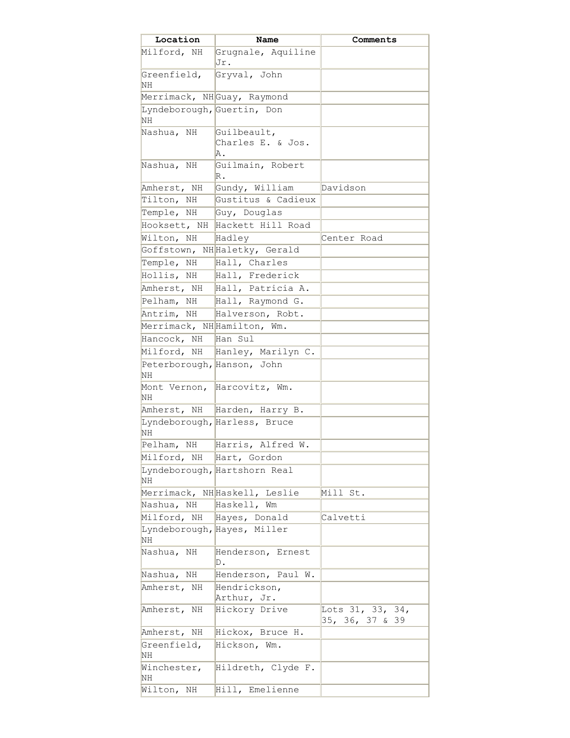| Location | Name | Comments |
| --- | --- | --- |
| Milford, NH | Grugnale, Aquiline Jr. | |
| Greenfield, NH | Gryval, John | |
| Merrimack, NH | Guay, Raymond | |
| Lyndeborough, NH | Guertin, Don | |
| Nashua, NH | Guilbeault, Charles E. & Jos. A. | |
| Nashua, NH | Guilmain, Robert R. | |
| Amherst, NH | Gundy, William | Davidson |
| Tilton, NH | Gustitus & Cadieux | |
| Temple, NH | Guy, Douglas | |
| Hooksett, NH | Hackett Hill Road | |
| Wilton, NH | Hadley | Center Road |
| Goffstown, NH | Haletky, Gerald | |
| Temple, NH | Hall, Charles | |
| Hollis, NH | Hall, Frederick | |
| Amherst, NH | Hall, Patricia A. | |
| Pelham, NH | Hall, Raymond G. | |
| Antrim, NH | Halverson, Robt. | |
| Merrimack, NH | Hamilton, Wm. | |
| Hancock, NH | Han Sul | |
| Milford, NH | Hanley, Marilyn C. | |
| Peterborough, NH | Hanson, John | |
| Mont Vernon, NH | Harcovitz, Wm. | |
| Amherst, NH | Harden, Harry B. | |
| Lyndeborough, NH | Harless, Bruce | |
| Pelham, NH | Harris, Alfred W. | |
| Milford, NH | Hart, Gordon | |
| Lyndeborough, NH | Hartshorn Real | |
| Merrimack, NH | Haskell, Leslie | Mill St. |
| Nashua, NH | Haskell, Wm | |
| Milford, NH | Hayes, Donald | Calvetti |
| Lyndeborough, NH | Hayes, Miller | |
| Nashua, NH | Henderson, Ernest D. | |
| Nashua, NH | Henderson, Paul W. | |
| Amherst, NH | Hendrickson, Arthur, Jr. | |
| Amherst, NH | Hickory Drive | Lots 31, 33, 34, 35, 36, 37 & 39 |
| Amherst, NH | Hickox, Bruce H. | |
| Greenfield, NH | Hickson, Wm. | |
| Winchester, NH | Hildreth, Clyde F. | |
| Wilton, NH | Hill, Emelienne | |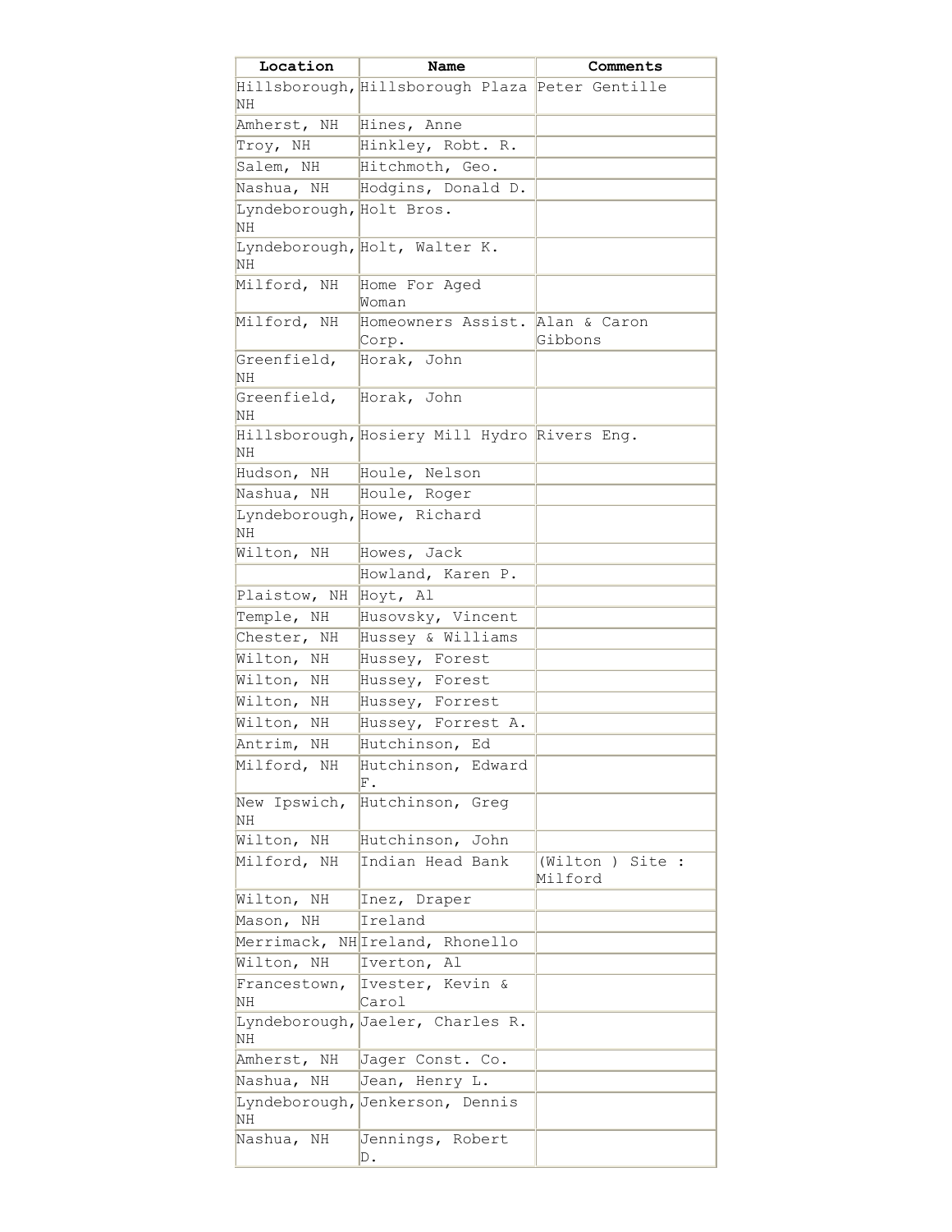| Location | Name | Comments |
| --- | --- | --- |
| Hillsborough, NH | Hillsborough Plaza | Peter Gentille |
| Amherst, NH | Hines, Anne | |
| Troy, NH | Hinkley, Robt. R. | |
| Salem, NH | Hitchmoth, Geo. | |
| Nashua, NH | Hodgins, Donald D. | |
| Lyndeborough, NH | Holt Bros. | |
| Lyndeborough, NH | Holt, Walter K. | |
| Milford, NH | Home For Aged Woman | |
| Milford, NH | Homeowners Assist. Corp. | Alan & Caron Gibbons |
| Greenfield, NH | Horak, John | |
| Greenfield, NH | Horak, John | |
| Hillsborough, NH | Hosiery Mill Hydro | Rivers Eng. |
| Hudson, NH | Houle, Nelson | |
| Nashua, NH | Houle, Roger | |
| Lyndeborough, NH | Howe, Richard | |
| Wilton, NH | Howes, Jack | |
| | Howland, Karen P. | |
| Plaistow, NH | Hoyt, Al | |
| Temple, NH | Husovsky, Vincent | |
| Chester, NH | Hussey & Williams | |
| Wilton, NH | Hussey, Forest | |
| Wilton, NH | Hussey, Forest | |
| Wilton, NH | Hussey, Forrest | |
| Wilton, NH | Hussey, Forrest A. | |
| Antrim, NH | Hutchinson, Ed | |
| Milford, NH | Hutchinson, Edward F. | |
| New Ipswich, NH | Hutchinson, Greg | |
| Wilton, NH | Hutchinson, John | |
| Milford, NH | Indian Head Bank | (Wilton ) Site : Milford |
| Wilton, NH | Inez, Draper | |
| Mason, NH | Ireland | |
| Merrimack, NH | Ireland, Rhonello | |
| Wilton, NH | Iverton, Al | |
| Francestown, NH | Ivester, Kevin & Carol | |
| Lyndeborough, NH | Jaeler, Charles R. | |
| Amherst, NH | Jager Const. Co. | |
| Nashua, NH | Jean, Henry L. | |
| Lyndeborough, NH | Jenkerson, Dennis | |
| Nashua, NH | Jennings, Robert D. | |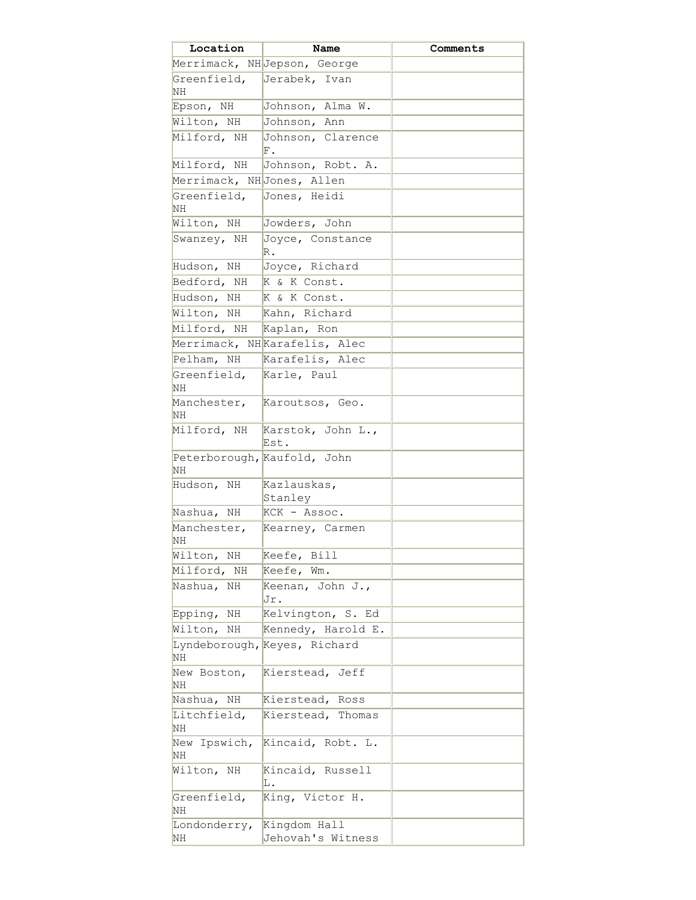| Location | Name | Comments |
| --- | --- | --- |
| Merrimack, NH | Jepson, George | |
| Greenfield, NH | Jerabek, Ivan | |
| Epson, NH | Johnson, Alma W. | |
| Wilton, NH | Johnson, Ann | |
| Milford, NH | Johnson, Clarence F. | |
| Milford, NH | Johnson, Robt. A. | |
| Merrimack, NH | Jones, Allen | |
| Greenfield, NH | Jones, Heidi | |
| Wilton, NH | Jowders, John | |
| Swanzey, NH | Joyce, Constance R. | |
| Hudson, NH | Joyce, Richard | |
| Bedford, NH | K & K Const. | |
| Hudson, NH | K & K Const. | |
| Wilton, NH | Kahn, Richard | |
| Milford, NH | Kaplan, Ron | |
| Merrimack, NH | Karafelis, Alec | |
| Pelham, NH | Karafelis, Alec | |
| Greenfield, NH | Karle, Paul | |
| Manchester, NH | Karoutsos, Geo. | |
| Milford, NH | Karstok, John L., Est. | |
| Peterborough, NH | Kaufold, John | |
| Hudson, NH | Kazlauskas, Stanley | |
| Nashua, NH | KCK - Assoc. | |
| Manchester, NH | Kearney, Carmen | |
| Wilton, NH | Keefe, Bill | |
| Milford, NH | Keefe, Wm. | |
| Nashua, NH | Keenan, John J., Jr. | |
| Epping, NH | Kelvington, S. Ed | |
| Wilton, NH | Kennedy, Harold E. | |
| Lyndeborough, NH | Keyes, Richard | |
| New Boston, NH | Kierstead, Jeff | |
| Nashua, NH | Kierstead, Ross | |
| Litchfield, NH | Kierstead, Thomas | |
| New Ipswich, NH | Kincaid, Robt. L. | |
| Wilton, NH | Kincaid, Russell L. | |
| Greenfield, NH | King, Victor H. | |
| Londonderry, NH | Kingdom Hall Jehovah's Witness | |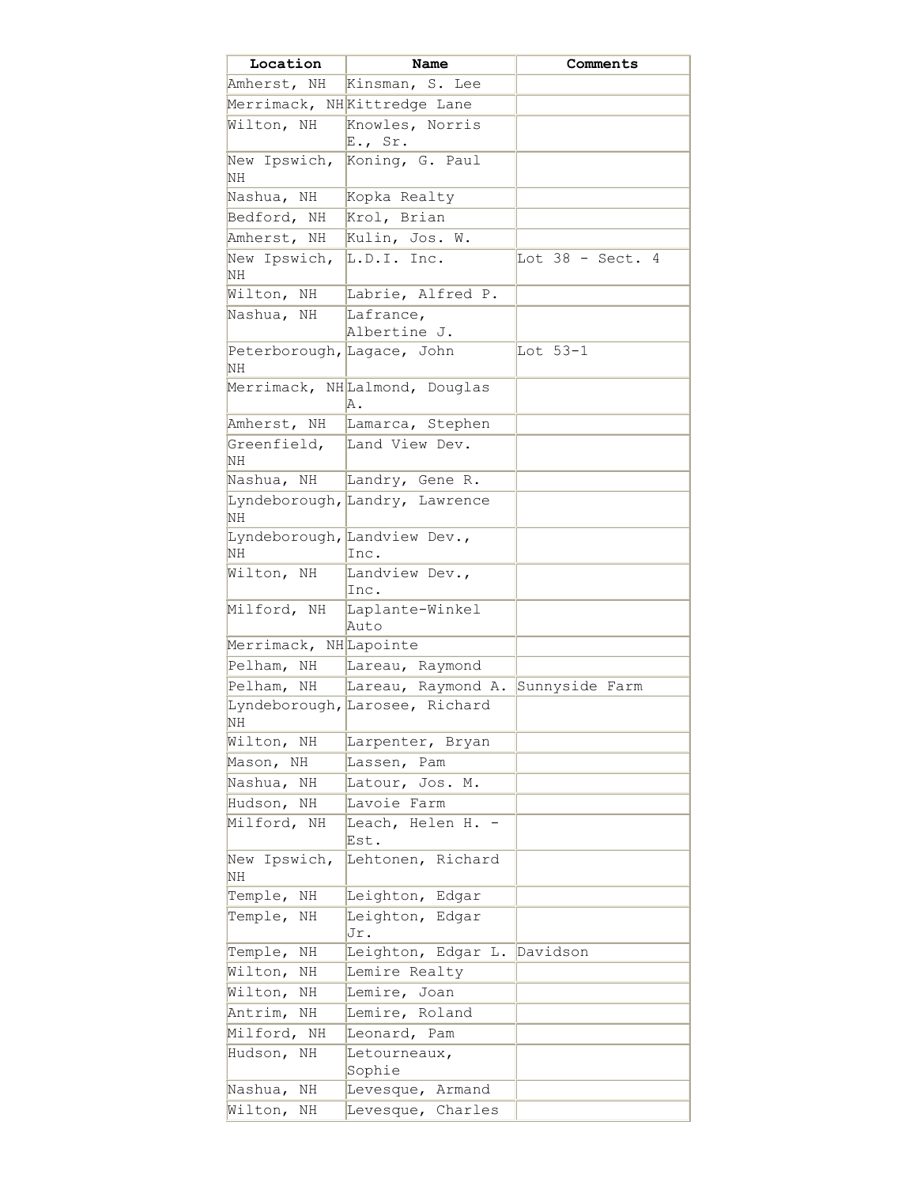| Location | Name | Comments |
| --- | --- | --- |
| Amherst, NH | Kinsman, S. Lee | |
| Merrimack, NH | Kittredge Lane | |
| Wilton, NH | Knowles, Norris E., Sr. | |
| New Ipswich, NH | Koning, G. Paul | |
| Nashua, NH | Kopka Realty | |
| Bedford, NH | Krol, Brian | |
| Amherst, NH | Kulin, Jos. W. | |
| New Ipswich, NH | L.D.I. Inc. | Lot 38 - Sect. 4 |
| Wilton, NH | Labrie, Alfred P. | |
| Nashua, NH | Lafrance, Albertine J. | |
| Peterborough, NH | Lagace, John | Lot 53-1 |
| Merrimack, NH | Lalmond, Douglas A. | |
| Amherst, NH | Lamarca, Stephen | |
| Greenfield, NH | Land View Dev. | |
| Nashua, NH | Landry, Gene R. | |
| Lyndeborough, NH | Landry, Lawrence | |
| Lyndeborough, NH | Landview Dev., Inc. | |
| Wilton, NH | Landview Dev., Inc. | |
| Milford, NH | Laplante-Winkel Auto | |
| Merrimack, NH | Lapointe | |
| Pelham, NH | Lareau, Raymond | |
| Pelham, NH | Lareau, Raymond A. | Sunnyside Farm |
| Lyndeborough, NH | Larosee, Richard | |
| Wilton, NH | Larpenter, Bryan | |
| Mason, NH | Lassen, Pam | |
| Nashua, NH | Latour, Jos. M. | |
| Hudson, NH | Lavoie Farm | |
| Milford, NH | Leach, Helen H. - Est. | |
| New Ipswich, NH | Lehtonen, Richard | |
| Temple, NH | Leighton, Edgar | |
| Temple, NH | Leighton, Edgar Jr. | |
| Temple, NH | Leighton, Edgar L. | Davidson |
| Wilton, NH | Lemire Realty | |
| Wilton, NH | Lemire, Joan | |
| Antrim, NH | Lemire, Roland | |
| Milford, NH | Leonard, Pam | |
| Hudson, NH | Letourneaux, Sophie | |
| Nashua, NH | Levesque, Armand | |
| Wilton, NH | Levesque, Charles | |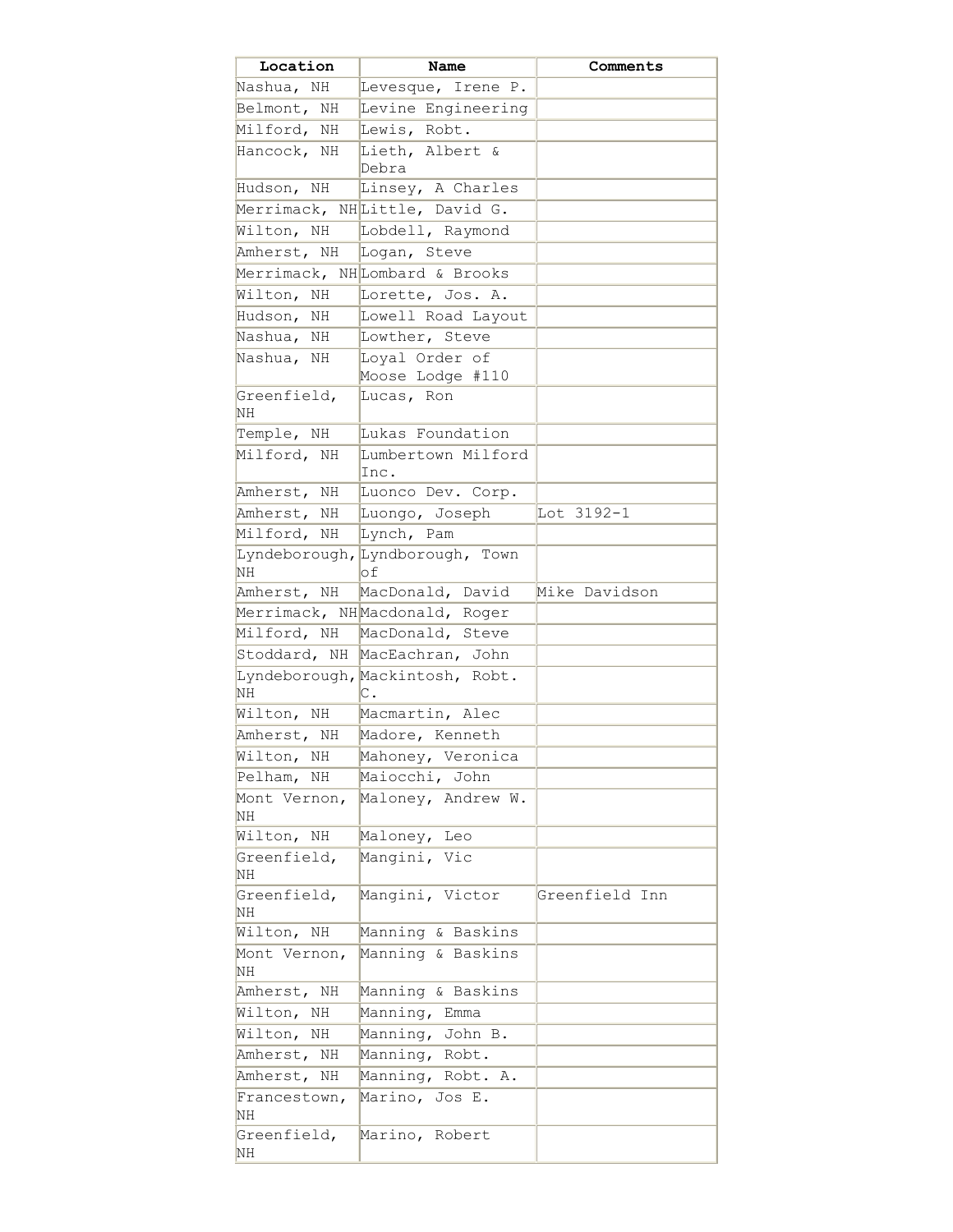| Location | Name | Comments |
| --- | --- | --- |
| Nashua, NH | Levesque, Irene P. | |
| Belmont, NH | Levine Engineering | |
| Milford, NH | Lewis, Robt. | |
| Hancock, NH | Lieth, Albert & Debra | |
| Hudson, NH | Linsey, A Charles | |
| Merrimack, NH | Little, David G. | |
| Wilton, NH | Lobdell, Raymond | |
| Amherst, NH | Logan, Steve | |
| Merrimack, NH | Lombard & Brooks | |
| Wilton, NH | Lorette, Jos. A. | |
| Hudson, NH | Lowell Road Layout | |
| Nashua, NH | Lowther, Steve | |
| Nashua, NH | Loyal Order of Moose Lodge #110 | |
| Greenfield, NH | Lucas, Ron | |
| Temple, NH | Lukas Foundation | |
| Milford, NH | Lumbertown Milford Inc. | |
| Amherst, NH | Luonco Dev. Corp. | |
| Amherst, NH | Luongo, Joseph | Lot 3192-1 |
| Milford, NH | Lynch, Pam | |
| Lyndeborough, NH | Lyndborough, Town of | |
| Amherst, NH | MacDonald, David | Mike Davidson |
| Merrimack, NH | Macdonald, Roger | |
| Milford, NH | MacDonald, Steve | |
| Stoddard, NH | MacEachran, John | |
| Lyndeborough, NH | Mackintosh, Robt. C. | |
| Wilton, NH | Macmartin, Alec | |
| Amherst, NH | Madore, Kenneth | |
| Wilton, NH | Mahoney, Veronica | |
| Pelham, NH | Maiocchi, John | |
| Mont Vernon, NH | Maloney, Andrew W. | |
| Wilton, NH | Maloney, Leo | |
| Greenfield, NH | Mangini, Vic | |
| Greenfield, NH | Mangini, Victor | Greenfield Inn |
| Wilton, NH | Manning & Baskins | |
| Mont Vernon, NH | Manning & Baskins | |
| Amherst, NH | Manning & Baskins | |
| Wilton, NH | Manning, Emma | |
| Wilton, NH | Manning, John B. | |
| Amherst, NH | Manning, Robt. | |
| Amherst, NH | Manning, Robt. A. | |
| Francestown, NH | Marino, Jos E. | |
| Greenfield, NH | Marino, Robert | |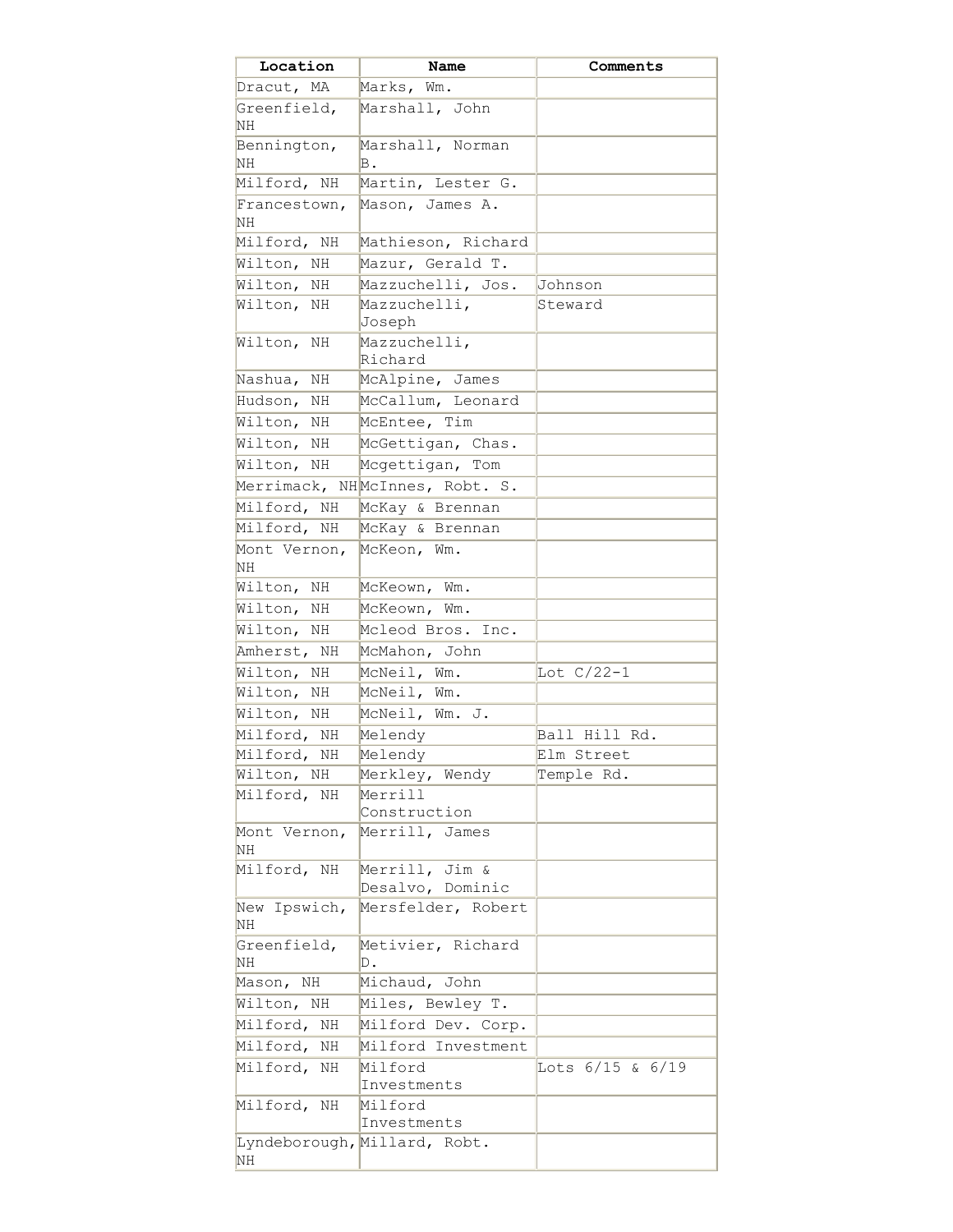| Location | Name | Comments |
| --- | --- | --- |
| Dracut, MA | Marks, Wm. | |
| Greenfield, NH | Marshall, John | |
| Bennington, NH | Marshall, Norman B. | |
| Milford, NH | Martin, Lester G. | |
| Francestown, NH | Mason, James A. | |
| Milford, NH | Mathieson, Richard | |
| Wilton, NH | Mazur, Gerald T. | |
| Wilton, NH | Mazzuchelli, Jos. | Johnson |
| Wilton, NH | Mazzuchelli, Joseph | Steward |
| Wilton, NH | Mazzuchelli, Richard | |
| Nashua, NH | McAlpine, James | |
| Hudson, NH | McCallum, Leonard | |
| Wilton, NH | McEntee, Tim | |
| Wilton, NH | McGettigan, Chas. | |
| Wilton, NH | Mcgettigan, Tom | |
| Merrimack, NH | McInnes, Robt. S. | |
| Milford, NH | McKay & Brennan | |
| Milford, NH | McKay & Brennan | |
| Mont Vernon, NH | McKeon, Wm. | |
| Wilton, NH | McKeown, Wm. | |
| Wilton, NH | McKeown, Wm. | |
| Wilton, NH | Mcleod Bros. Inc. | |
| Amherst, NH | McMahon, John | |
| Wilton, NH | McNeil, Wm. | Lot C/22-1 |
| Wilton, NH | McNeil, Wm. | |
| Wilton, NH | McNeil, Wm. J. | |
| Milford, NH | Melendy | Ball Hill Rd. |
| Milford, NH | Melendy | Elm Street |
| Wilton, NH | Merkley, Wendy | Temple Rd. |
| Milford, NH | Merrill Construction | |
| Mont Vernon, NH | Merrill, James | |
| Milford, NH | Merrill, Jim & Desalvo, Dominic | |
| New Ipswich, NH | Mersfelder, Robert | |
| Greenfield, NH | Metivier, Richard D. | |
| Mason, NH | Michaud, John | |
| Wilton, NH | Miles, Bewley T. | |
| Milford, NH | Milford Dev. Corp. | |
| Milford, NH | Milford Investment | |
| Milford, NH | Milford Investments | Lots 6/15 & 6/19 |
| Milford, NH | Milford Investments | |
| Lyndeborough, NH | Millard, Robt. | |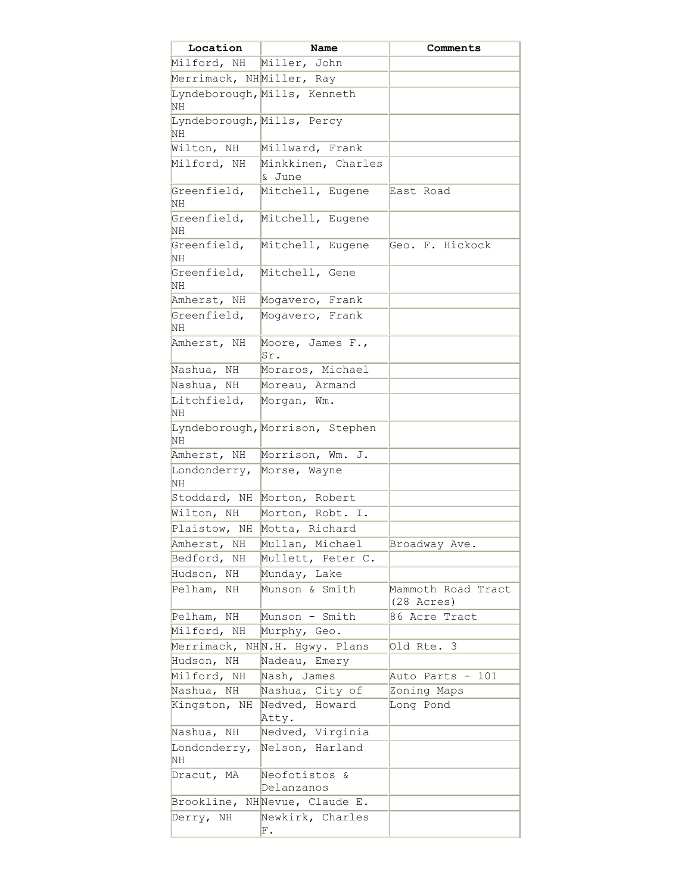| Location | Name | Comments |
| --- | --- | --- |
| Milford, NH | Miller, John | |
| Merrimack, NH | Miller, Ray | |
| Lyndeborough, NH | Mills, Kenneth | |
| Lyndeborough, NH | Mills, Percy | |
| Wilton, NH | Millward, Frank | |
| Milford, NH | Minkkinen, Charles & June | |
| Greenfield, NH | Mitchell, Eugene | East Road |
| Greenfield, NH | Mitchell, Eugene | |
| Greenfield, NH | Mitchell, Eugene | Geo. F. Hickock |
| Greenfield, NH | Mitchell, Gene | |
| Amherst, NH | Mogavero, Frank | |
| Greenfield, NH | Mogavero, Frank | |
| Amherst, NH | Moore, James F., Sr. | |
| Nashua, NH | Moraros, Michael | |
| Nashua, NH | Moreau, Armand | |
| Litchfield, NH | Morgan, Wm. | |
| Lyndeborough, NH | Morrison, Stephen | |
| Amherst, NH | Morrison, Wm. J. | |
| Londonderry, NH | Morse, Wayne | |
| Stoddard, NH | Morton, Robert | |
| Wilton, NH | Morton, Robt. I. | |
| Plaistow, NH | Motta, Richard | |
| Amherst, NH | Mullan, Michael | Broadway Ave. |
| Bedford, NH | Mullett, Peter C. | |
| Hudson, NH | Munday, Lake | |
| Pelham, NH | Munson & Smith | Mammoth Road Tract (28 Acres) |
| Pelham, NH | Munson - Smith | 86 Acre Tract |
| Milford, NH | Murphy, Geo. | |
| Merrimack, NH | N.H. Hgwy. Plans | Old Rte. 3 |
| Hudson, NH | Nadeau, Emery | |
| Milford, NH | Nash, James | Auto Parts - 101 |
| Nashua, NH | Nashua, City of | Zoning Maps |
| Kingston, NH | Nedved, Howard Atty. | Long Pond |
| Nashua, NH | Nedved, Virginia | |
| Londonderry, NH | Nelson, Harland | |
| Dracut, MA | Neofotistos & Delanzanos | |
| Brookline, NH | Nevue, Claude E. | |
| Derry, NH | Newkirk, Charles F. | |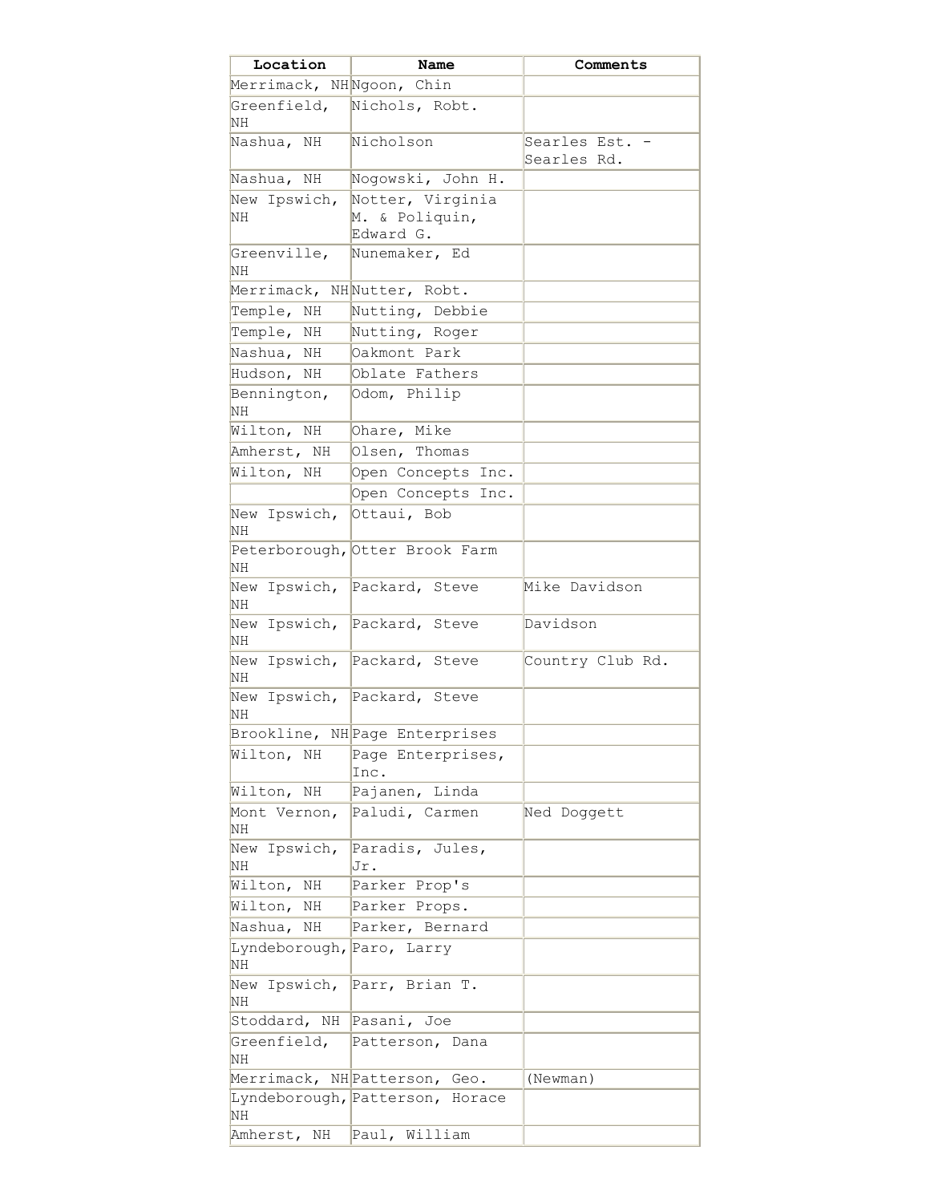| Location | Name | Comments |
| --- | --- | --- |
| Merrimack, NH | Ngoon, Chin | |
| Greenfield, NH | Nichols, Robt. | |
| Nashua, NH | Nicholson | Searles Est. - Searles Rd. |
| Nashua, NH | Nogowski, John H. | |
| New Ipswich, NH | Notter, Virginia M. & Poliquin, Edward G. | |
| Greenville, NH | Nunemaker, Ed | |
| Merrimack, NH | Nutter, Robt. | |
| Temple, NH | Nutting, Debbie | |
| Temple, NH | Nutting, Roger | |
| Nashua, NH | Oakmont Park | |
| Hudson, NH | Oblate Fathers | |
| Bennington, NH | Odom, Philip | |
| Wilton, NH | Ohare, Mike | |
| Amherst, NH | Olsen, Thomas | |
| Wilton, NH | Open Concepts Inc. | |
| | Open Concepts Inc. | |
| New Ipswich, NH | Ottaui, Bob | |
| Peterborough, NH | Otter Brook Farm | |
| New Ipswich, NH | Packard, Steve | Mike Davidson |
| New Ipswich, NH | Packard, Steve | Davidson |
| New Ipswich, NH | Packard, Steve | Country Club Rd. |
| New Ipswich, NH | Packard, Steve | |
| Brookline, NH | Page Enterprises | |
| Wilton, NH | Page Enterprises, Inc. | |
| Wilton, NH | Pajanen, Linda | |
| Mont Vernon, NH | Paludi, Carmen | Ned Doggett |
| New Ipswich, NH | Paradis, Jules, Jr. | |
| Wilton, NH | Parker Prop's | |
| Wilton, NH | Parker Props. | |
| Nashua, NH | Parker, Bernard | |
| Lyndeborough, NH | Paro, Larry | |
| New Ipswich, NH | Parr, Brian T. | |
| Stoddard, NH | Pasani, Joe | |
| Greenfield, NH | Patterson, Dana | |
| Merrimack, NH | Patterson, Geo. | (Newman) |
| Lyndeborough, NH | Patterson, Horace | |
| Amherst, NH | Paul, William | |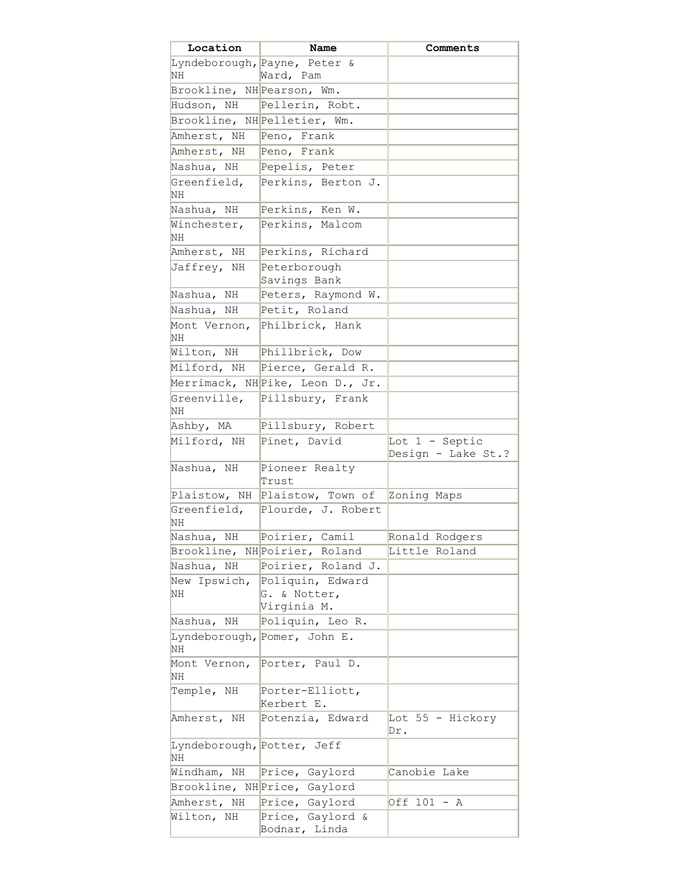| Location | Name | Comments |
|---|---|---|
| Lyndeborough, NH | Payne, Peter & Ward, Pam | |
| Brookline, NH | Pearson, Wm. | |
| Hudson, NH | Pellerin, Robt. | |
| Brookline, NH | Pelletier, Wm. | |
| Amherst, NH | Peno, Frank | |
| Amherst, NH | Peno, Frank | |
| Nashua, NH | Pepelis, Peter | |
| Greenfield, NH | Perkins, Berton J. | |
| Nashua, NH | Perkins, Ken W. | |
| Winchester, NH | Perkins, Malcom | |
| Amherst, NH | Perkins, Richard | |
| Jaffrey, NH | Peterborough Savings Bank | |
| Nashua, NH | Peters, Raymond W. | |
| Nashua, NH | Petit, Roland | |
| Mont Vernon, NH | Philbrick, Hank | |
| Wilton, NH | Phillbrick, Dow | |
| Milford, NH | Pierce, Gerald R. | |
| Merrimack, NH | Pike, Leon D., Jr. | |
| Greenville, NH | Pillsbury, Frank | |
| Ashby, MA | Pillsbury, Robert | |
| Milford, NH | Pinet, David | Lot 1 - Septic Design - Lake St.? |
| Nashua, NH | Pioneer Realty Trust | |
| Plaistow, NH | Plaistow, Town of | Zoning Maps |
| Greenfield, NH | Plourde, J. Robert | |
| Nashua, NH | Poirier, Camil | Ronald Rodgers |
| Brookline, NH | Poirier, Roland | Little Roland |
| Nashua, NH | Poirier, Roland J. | |
| New Ipswich, NH | Poliquin, Edward G. & Notter, Virginia M. | |
| Nashua, NH | Poliquin, Leo R. | |
| Lyndeborough, NH | Pomer, John E. | |
| Mont Vernon, NH | Porter, Paul D. | |
| Temple, NH | Porter-Elliott, Kerbert E. | |
| Amherst, NH | Potenzia, Edward | Lot 55 - Hickory Dr. |
| Lyndeborough, NH | Potter, Jeff | |
| Windham, NH | Price, Gaylord | Canobie Lake |
| Brookline, NH | Price, Gaylord | |
| Amherst, NH | Price, Gaylord | Off 101 - A |
| Wilton, NH | Price, Gaylord & Bodnar, Linda | |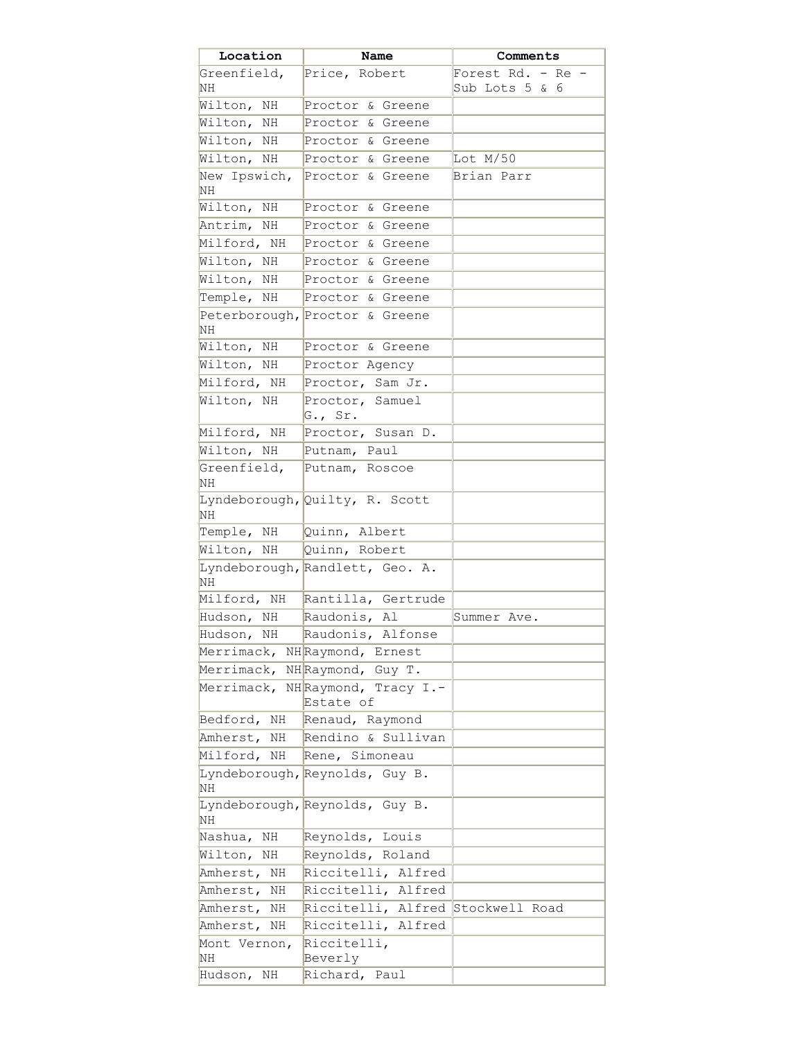| Location | Name | Comments |
|---|---|---|
| Greenfield, NH | Price, Robert | Forest Rd. - Re - Sub Lots 5 & 6 |
| Wilton, NH | Proctor & Greene | |
| Wilton, NH | Proctor & Greene | |
| Wilton, NH | Proctor & Greene | |
| Wilton, NH | Proctor & Greene | Lot M/50 |
| New Ipswich, NH | Proctor & Greene | Brian Parr |
| Wilton, NH | Proctor & Greene | |
| Antrim, NH | Proctor & Greene | |
| Milford, NH | Proctor & Greene | |
| Wilton, NH | Proctor & Greene | |
| Wilton, NH | Proctor & Greene | |
| Temple, NH | Proctor & Greene | |
| Peterborough, NH | Proctor & Greene | |
| Wilton, NH | Proctor & Greene | |
| Wilton, NH | Proctor Agency | |
| Milford, NH | Proctor, Sam Jr. | |
| Wilton, NH | Proctor, Samuel G., Sr. | |
| Milford, NH | Proctor, Susan D. | |
| Wilton, NH | Putnam, Paul | |
| Greenfield, NH | Putnam, Roscoe | |
| Lyndeborough, NH | Quilty, R. Scott | |
| Temple, NH | Quinn, Albert | |
| Wilton, NH | Quinn, Robert | |
| Lyndeborough, NH | Randlett, Geo. A. | |
| Milford, NH | Rantilla, Gertrude | |
| Hudson, NH | Raudonis, Al | Summer Ave. |
| Hudson, NH | Raudonis, Alfonse | |
| Merrimack, NH | Raymond, Ernest | |
| Merrimack, NH | Raymond, Guy T. | |
| Merrimack, NH | Raymond, Tracy I.-Estate of | |
| Bedford, NH | Renaud, Raymond | |
| Amherst, NH | Rendino & Sullivan | |
| Milford, NH | Rene, Simoneau | |
| Lyndeborough, NH | Reynolds, Guy B. | |
| Lyndeborough, NH | Reynolds, Guy B. | |
| Nashua, NH | Reynolds, Louis | |
| Wilton, NH | Reynolds, Roland | |
| Amherst, NH | Riccitelli, Alfred | |
| Amherst, NH | Riccitelli, Alfred | |
| Amherst, NH | Riccitelli, Alfred | Stockwell Road |
| Amherst, NH | Riccitelli, Alfred | |
| Mont Vernon, NH | Riccitelli, Beverly | |
| Hudson, NH | Richard, Paul | |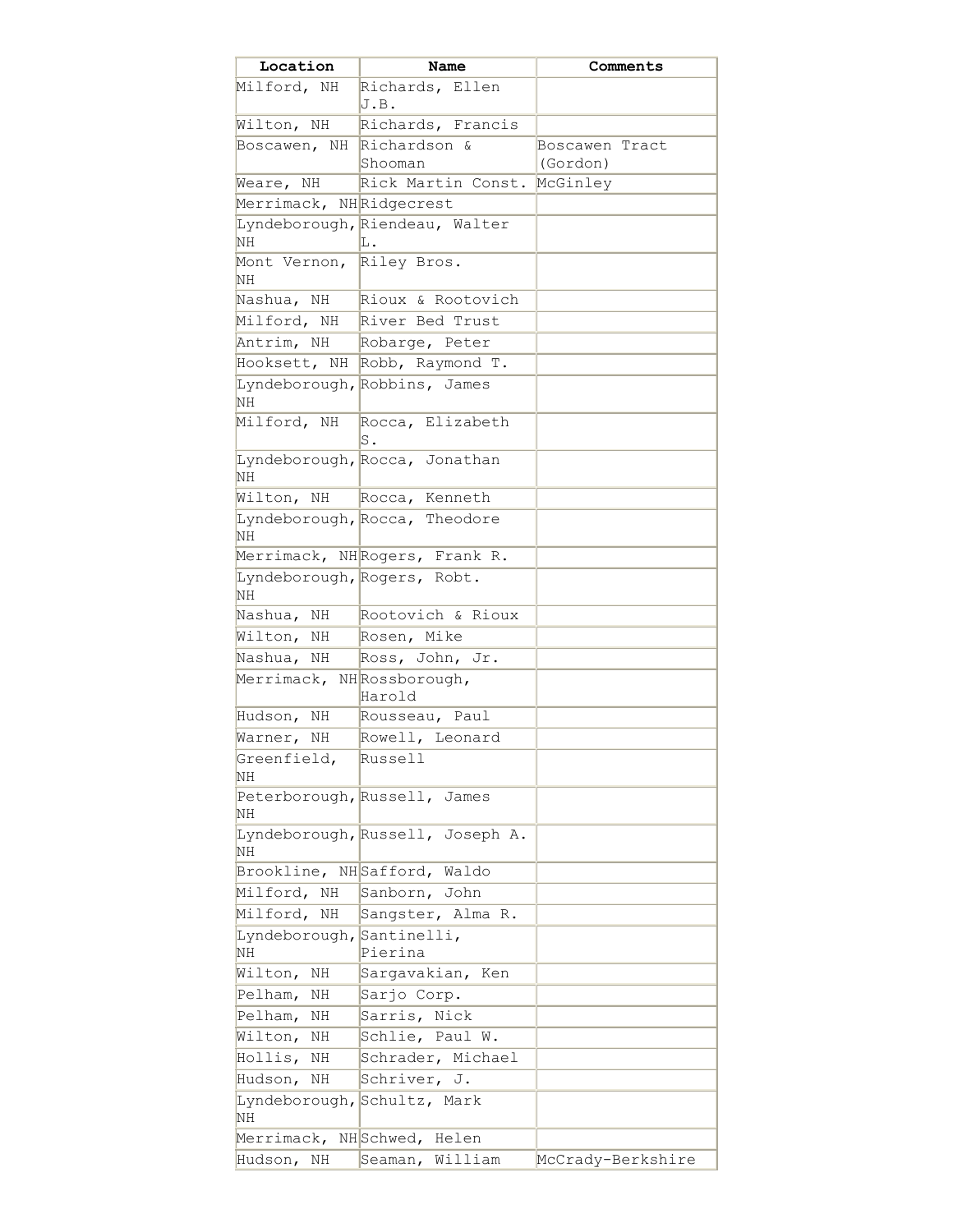| Location | Name | Comments |
| --- | --- | --- |
| Milford, NH | Richards, Ellen J.B. | |
| Wilton, NH | Richards, Francis | |
| Boscawen, NH | Richardson & Shooman | Boscawen Tract (Gordon) |
| Weare, NH | Rick Martin Const. | McGinley |
| Merrimack, NH | Ridgecrest | |
| Lyndeborough, NH | Riendeau, Walter L. | |
| Mont Vernon, NH | Riley Bros. | |
| Nashua, NH | Rioux & Rootovich | |
| Milford, NH | River Bed Trust | |
| Antrim, NH | Robarge, Peter | |
| Hooksett, NH | Robb, Raymond T. | |
| Lyndeborough, NH | Robbins, James | |
| Milford, NH | Rocca, Elizabeth S. | |
| Lyndeborough, NH | Rocca, Jonathan | |
| Wilton, NH | Rocca, Kenneth | |
| Lyndeborough, NH | Rocca, Theodore | |
| Merrimack, NH | Rogers, Frank R. | |
| Lyndeborough, NH | Rogers, Robt. | |
| Nashua, NH | Rootovich & Rioux | |
| Wilton, NH | Rosen, Mike | |
| Nashua, NH | Ross, John, Jr. | |
| Merrimack, NH | Rossborough, Harold | |
| Hudson, NH | Rousseau, Paul | |
| Warner, NH | Rowell, Leonard | |
| Greenfield, NH | Russell | |
| Peterborough, NH | Russell, James | |
| Lyndeborough, NH | Russell, Joseph A. | |
| Brookline, NH | Safford, Waldo | |
| Milford, NH | Sanborn, John | |
| Milford, NH | Sangster, Alma R. | |
| Lyndeborough, NH | Santinelli, Pierina | |
| Wilton, NH | Sargavakian, Ken | |
| Pelham, NH | Sarjo Corp. | |
| Pelham, NH | Sarris, Nick | |
| Wilton, NH | Schlie, Paul W. | |
| Hollis, NH | Schrader, Michael | |
| Hudson, NH | Schriver, J. | |
| Lyndeborough, NH | Schultz, Mark | |
| Merrimack, NH | Schwed, Helen | |
| Hudson, NH | Seaman, William | McCrady-Berkshire |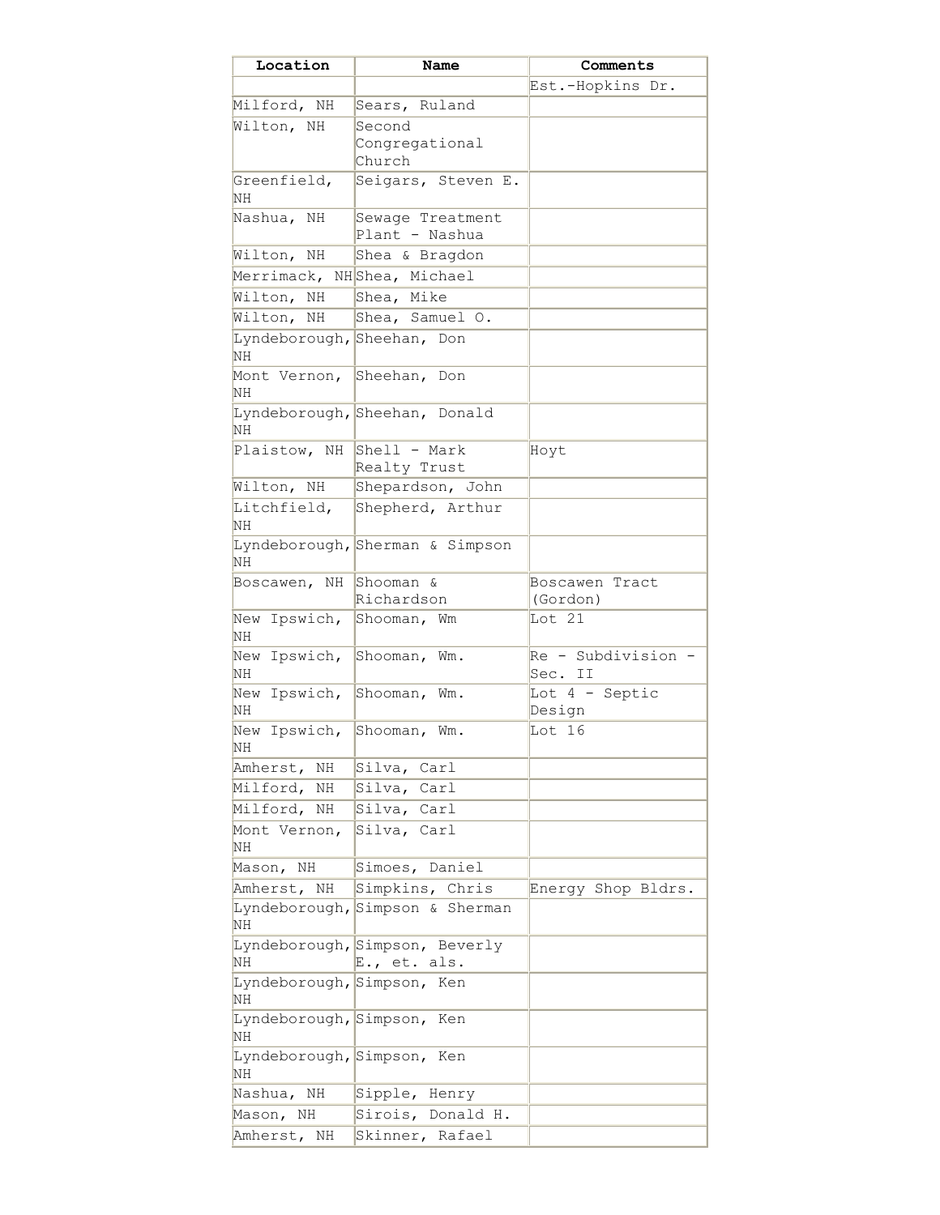| Location | Name | Comments |
| --- | --- | --- |
| | | Est.-Hopkins Dr. |
| Milford, NH | Sears, Ruland | |
| Wilton, NH | Second Congregational Church | |
| Greenfield, NH | Seigars, Steven E. | |
| Nashua, NH | Sewage Treatment Plant - Nashua | |
| Wilton, NH | Shea & Bragdon | |
| Merrimack, NH | Shea, Michael | |
| Wilton, NH | Shea, Mike | |
| Wilton, NH | Shea, Samuel O. | |
| Lyndeborough, NH | Sheehan, Don | |
| Mont Vernon, NH | Sheehan, Don | |
| Lyndeborough, NH | Sheehan, Donald | |
| Plaistow, NH | Shell - Mark Realty Trust | Hoyt |
| Wilton, NH | Shepardson, John | |
| Litchfield, NH | Shepherd, Arthur | |
| Lyndeborough, NH | Sherman & Simpson | |
| Boscawen, NH | Shooman & Richardson | Boscawen Tract (Gordon) |
| New Ipswich, NH | Shooman, Wm | Lot 21 |
| New Ipswich, NH | Shooman, Wm. | Re - Subdivision - Sec. II |
| New Ipswich, NH | Shooman, Wm. | Lot 4 - Septic Design |
| New Ipswich, NH | Shooman, Wm. | Lot 16 |
| Amherst, NH | Silva, Carl | |
| Milford, NH | Silva, Carl | |
| Milford, NH | Silva, Carl | |
| Mont Vernon, NH | Silva, Carl | |
| Mason, NH | Simoes, Daniel | |
| Amherst, NH | Simpkins, Chris | Energy Shop Bldrs. |
| Lyndeborough, NH | Simpson & Sherman | |
| Lyndeborough, NH | Simpson, Beverly E., et. als. | |
| Lyndeborough, NH | Simpson, Ken | |
| Lyndeborough, NH | Simpson, Ken | |
| Lyndeborough, NH | Simpson, Ken | |
| Nashua, NH | Sipple, Henry | |
| Mason, NH | Sirois, Donald H. | |
| Amherst, NH | Skinner, Rafael | |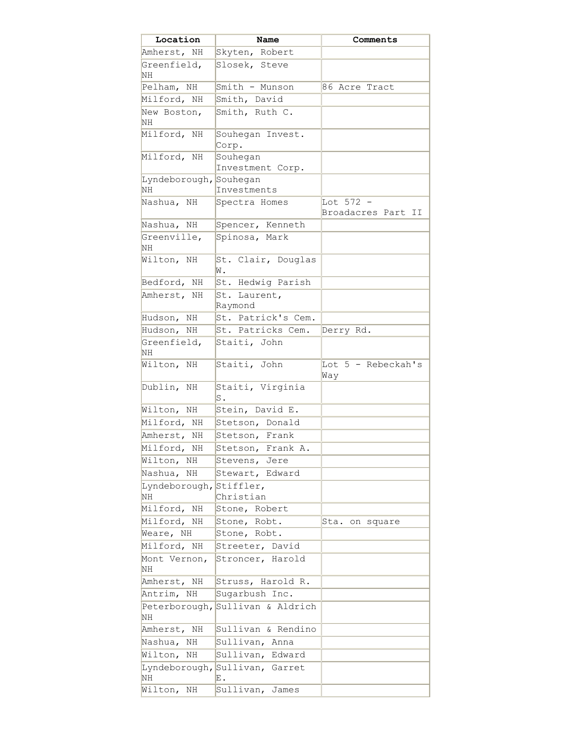| Location | Name | Comments |
| --- | --- | --- |
| Amherst, NH | Skyten, Robert | |
| Greenfield, NH | Slosek, Steve | |
| Pelham, NH | Smith - Munson | 86 Acre Tract |
| Milford, NH | Smith, David | |
| New Boston, NH | Smith, Ruth C. | |
| Milford, NH | Souhegan Invest. Corp. | |
| Milford, NH | Souhegan Investment Corp. | |
| Lyndeborough, NH | Souhegan Investments | |
| Nashua, NH | Spectra Homes | Lot 572 - Broadacres Part II |
| Nashua, NH | Spencer, Kenneth | |
| Greenville, NH | Spinosa, Mark | |
| Wilton, NH | St. Clair, Douglas W. | |
| Bedford, NH | St. Hedwig Parish | |
| Amherst, NH | St. Laurent, Raymond | |
| Hudson, NH | St. Patrick's Cem. | |
| Hudson, NH | St. Patricks Cem. | Derry Rd. |
| Greenfield, NH | Staiti, John | |
| Wilton, NH | Staiti, John | Lot 5 - Rebeckah's Way |
| Dublin, NH | Staiti, Virginia S. | |
| Wilton, NH | Stein, David E. | |
| Milford, NH | Stetson, Donald | |
| Amherst, NH | Stetson, Frank | |
| Milford, NH | Stetson, Frank A. | |
| Wilton, NH | Stevens, Jere | |
| Nashua, NH | Stewart, Edward | |
| Lyndeborough, NH | Stiffler, Christian | |
| Milford, NH | Stone, Robert | |
| Milford, NH | Stone, Robt. | Sta. on square |
| Weare, NH | Stone, Robt. | |
| Milford, NH | Streeter, David | |
| Mont Vernon, NH | Stroncer, Harold | |
| Amherst, NH | Struss, Harold R. | |
| Antrim, NH | Sugarbush Inc. | |
| Peterborough, NH | Sullivan & Aldrich | |
| Amherst, NH | Sullivan & Rendino | |
| Nashua, NH | Sullivan, Anna | |
| Wilton, NH | Sullivan, Edward | |
| Lyndeborough, NH | Sullivan, Garret E. | |
| Wilton, NH | Sullivan, James | |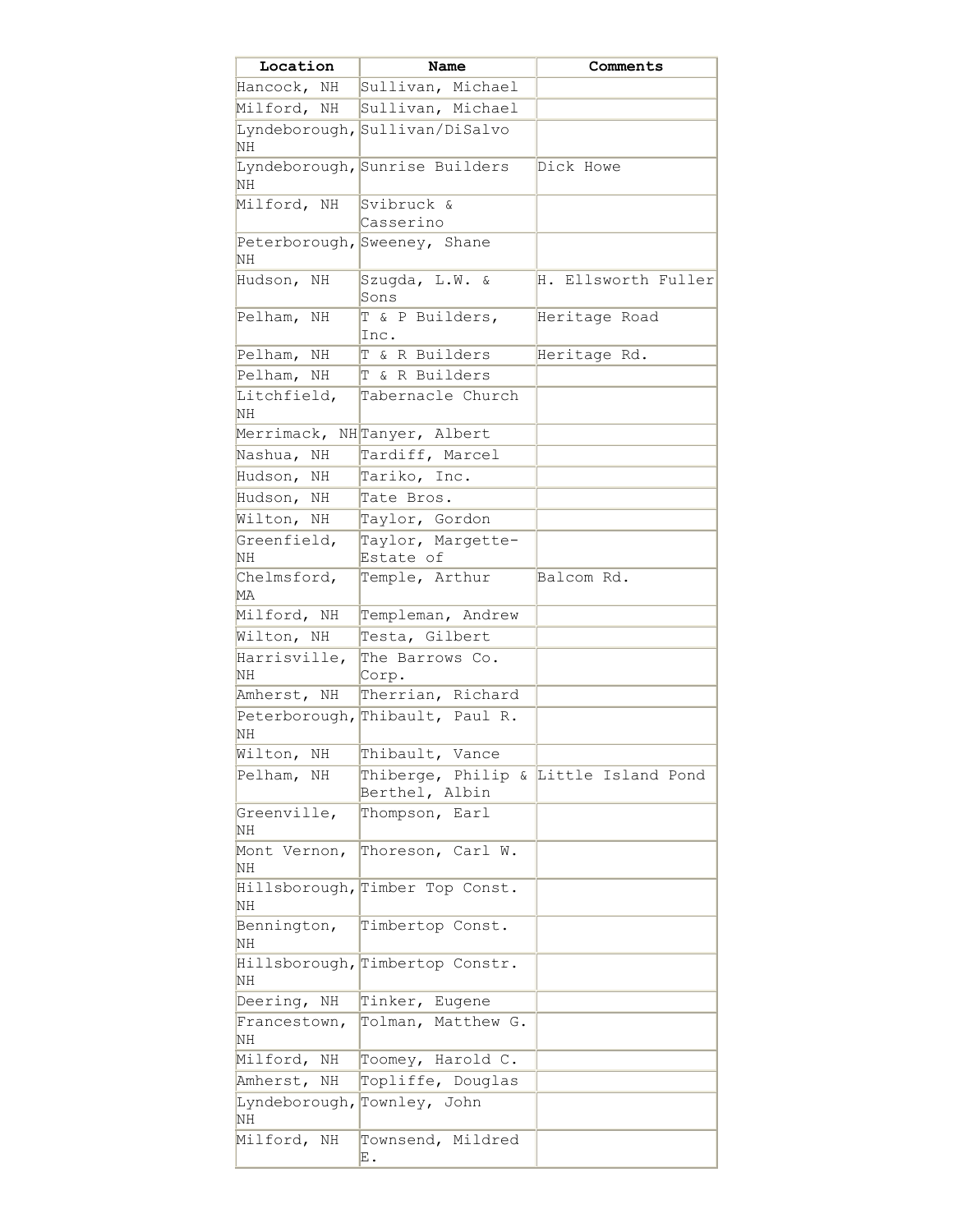| Location | Name | Comments |
| --- | --- | --- |
| Hancock, NH | Sullivan, Michael | |
| Milford, NH | Sullivan, Michael | |
| Lyndeborough, NH | Sullivan/DiSalvo | |
| Lyndeborough, NH | Sunrise Builders | Dick Howe |
| Milford, NH | Svibruck & Casserino | |
| Peterborough, NH | Sweeney, Shane | |
| Hudson, NH | Szugda, L.W. & Sons | H. Ellsworth Fuller |
| Pelham, NH | T & P Builders, Inc. | Heritage Road |
| Pelham, NH | T & R Builders | Heritage Rd. |
| Pelham, NH | T & R Builders | |
| Litchfield, NH | Tabernacle Church | |
| Merrimack, NH | Tanyer, Albert | |
| Nashua, NH | Tardiff, Marcel | |
| Hudson, NH | Tariko, Inc. | |
| Hudson, NH | Tate Bros. | |
| Wilton, NH | Taylor, Gordon | |
| Greenfield, NH | Taylor, Margette-Estate of | |
| Chelmsford, MA | Temple, Arthur | Balcom Rd. |
| Milford, NH | Templeman, Andrew | |
| Wilton, NH | Testa, Gilbert | |
| Harrisville, NH | The Barrows Co. Corp. | |
| Amherst, NH | Therrian, Richard | |
| Peterborough, NH | Thibault, Paul R. | |
| Wilton, NH | Thibault, Vance | |
| Pelham, NH | Thiberge, Philip & Berthel, Albin | Little Island Pond |
| Greenville, NH | Thompson, Earl | |
| Mont Vernon, NH | Thoreson, Carl W. | |
| Hillsborough, NH | Timber Top Const. | |
| Bennington, NH | Timbertop Const. | |
| Hillsborough, NH | Timbertop Constr. | |
| Deering, NH | Tinker, Eugene | |
| Francestown, NH | Tolman, Matthew G. | |
| Milford, NH | Toomey, Harold C. | |
| Amherst, NH | Topliffe, Douglas | |
| Lyndeborough, NH | Townley, John | |
| Milford, NH | Townsend, Mildred E. | |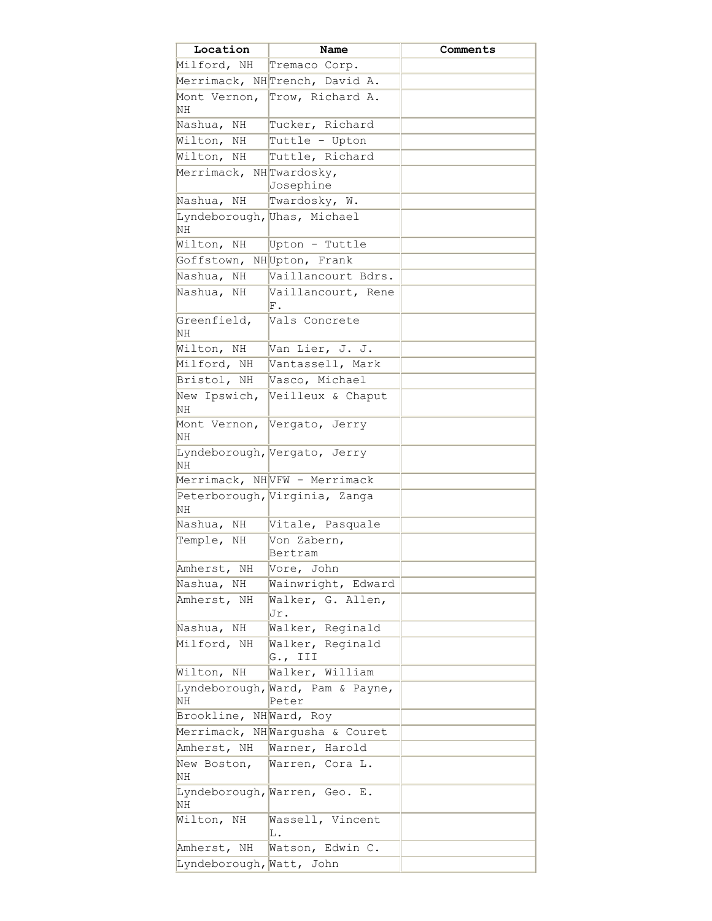| Location | Name | Comments |
| --- | --- | --- |
| Milford, NH | Tremaco Corp. | |
| Merrimack, NH | Trench, David A. | |
| Mont Vernon, NH | Trow, Richard A. | |
| Nashua, NH | Tucker, Richard | |
| Wilton, NH | Tuttle - Upton | |
| Wilton, NH | Tuttle, Richard | |
| Merrimack, NH | Twardosky, Josephine | |
| Nashua, NH | Twardosky, W. | |
| Lyndeborough, NH | Uhas, Michael | |
| Wilton, NH | Upton - Tuttle | |
| Goffstown, NH | Upton, Frank | |
| Nashua, NH | Vaillancourt Bdrs. | |
| Nashua, NH | Vaillancourt, Rene F. | |
| Greenfield, NH | Vals Concrete | |
| Wilton, NH | Van Lier, J. J. | |
| Milford, NH | Vantassell, Mark | |
| Bristol, NH | Vasco, Michael | |
| New Ipswich, NH | Veilleux & Chaput | |
| Mont Vernon, NH | Vergato, Jerry | |
| Lyndeborough, NH | Vergato, Jerry | |
| Merrimack, NH | VFW - Merrimack | |
| Peterborough, NH | Virginia, Zanga | |
| Nashua, NH | Vitale, Pasquale | |
| Temple, NH | Von Zabern, Bertram | |
| Amherst, NH | Vore, John | |
| Nashua, NH | Wainwright, Edward | |
| Amherst, NH | Walker, G. Allen, Jr. | |
| Nashua, NH | Walker, Reginald | |
| Milford, NH | Walker, Reginald G., III | |
| Wilton, NH | Walker, William | |
| Lyndeborough, NH | Ward, Pam & Payne, Peter | |
| Brookline, NH | Ward, Roy | |
| Merrimack, NH | Wargusha & Couret | |
| Amherst, NH | Warner, Harold | |
| New Boston, NH | Warren, Cora L. | |
| Lyndeborough, NH | Warren, Geo. E. | |
| Wilton, NH | Wassell, Vincent L. | |
| Amherst, NH | Watson, Edwin C. | |
| Lyndeborough, | Watt, John | |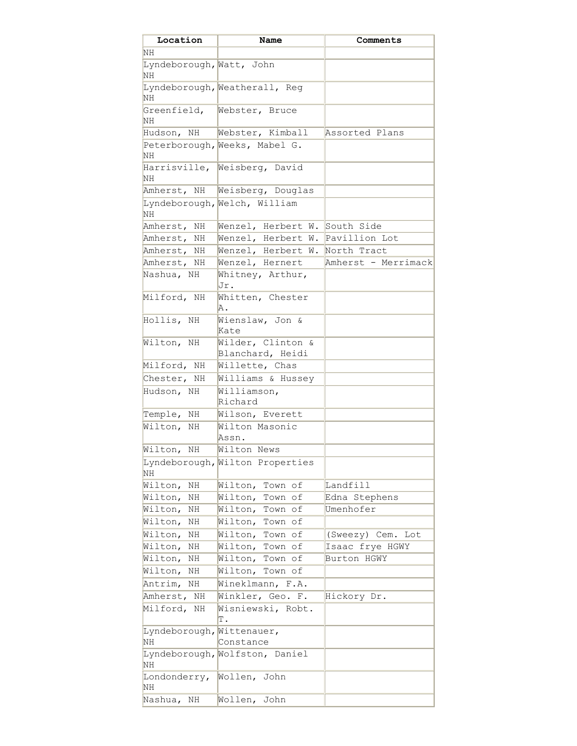| Location | Name | Comments |
|---|---|---|
| NH | | |
| Lyndeborough, NH | Watt, John | |
| Lyndeborough, NH | Weatherall, Reg | |
| Greenfield, NH | Webster, Bruce | |
| Hudson, NH | Webster, Kimball | Assorted Plans |
| Peterborough, NH | Weeks, Mabel G. | |
| Harrisville, NH | Weisberg, David | |
| Amherst, NH | Weisberg, Douglas | |
| Lyndeborough, NH | Welch, William | |
| Amherst, NH | Wenzel, Herbert W. | South Side |
| Amherst, NH | Wenzel, Herbert W. | Pavillion Lot |
| Amherst, NH | Wenzel, Herbert W. | North Tract |
| Amherst, NH | Wenzel, Hernert | Amherst - Merrimack |
| Nashua, NH | Whitney, Arthur, Jr. | |
| Milford, NH | Whitten, Chester A. | |
| Hollis, NH | Wienslaw, Jon & Kate | |
| Wilton, NH | Wilder, Clinton & Blanchard, Heidi | |
| Milford, NH | Willette, Chas | |
| Chester, NH | Williams & Hussey | |
| Hudson, NH | Williamson, Richard | |
| Temple, NH | Wilson, Everett | |
| Wilton, NH | Wilton Masonic Assn. | |
| Wilton, NH | Wilton News | |
| Lyndeborough, NH | Wilton Properties | |
| Wilton, NH | Wilton, Town of | Landfill |
| Wilton, NH | Wilton, Town of | Edna Stephens |
| Wilton, NH | Wilton, Town of | Umenhofer |
| Wilton, NH | Wilton, Town of | |
| Wilton, NH | Wilton, Town of | (Sweezy) Cem. Lot |
| Wilton, NH | Wilton, Town of | Isaac frye HGWY |
| Wilton, NH | Wilton, Town of | Burton HGWY |
| Wilton, NH | Wilton, Town of | |
| Antrim, NH | Wineklmann, F.A. | |
| Amherst, NH | Winkler, Geo. F. | Hickory Dr. |
| Milford, NH | Wisniewski, Robt. T. | |
| Lyndeborough, NH | Wittenauer, Constance | |
| Lyndeborough, NH | Wolfston, Daniel | |
| Londonderry, NH | Wollen, John | |
| Nashua, NH | Wollen, John | |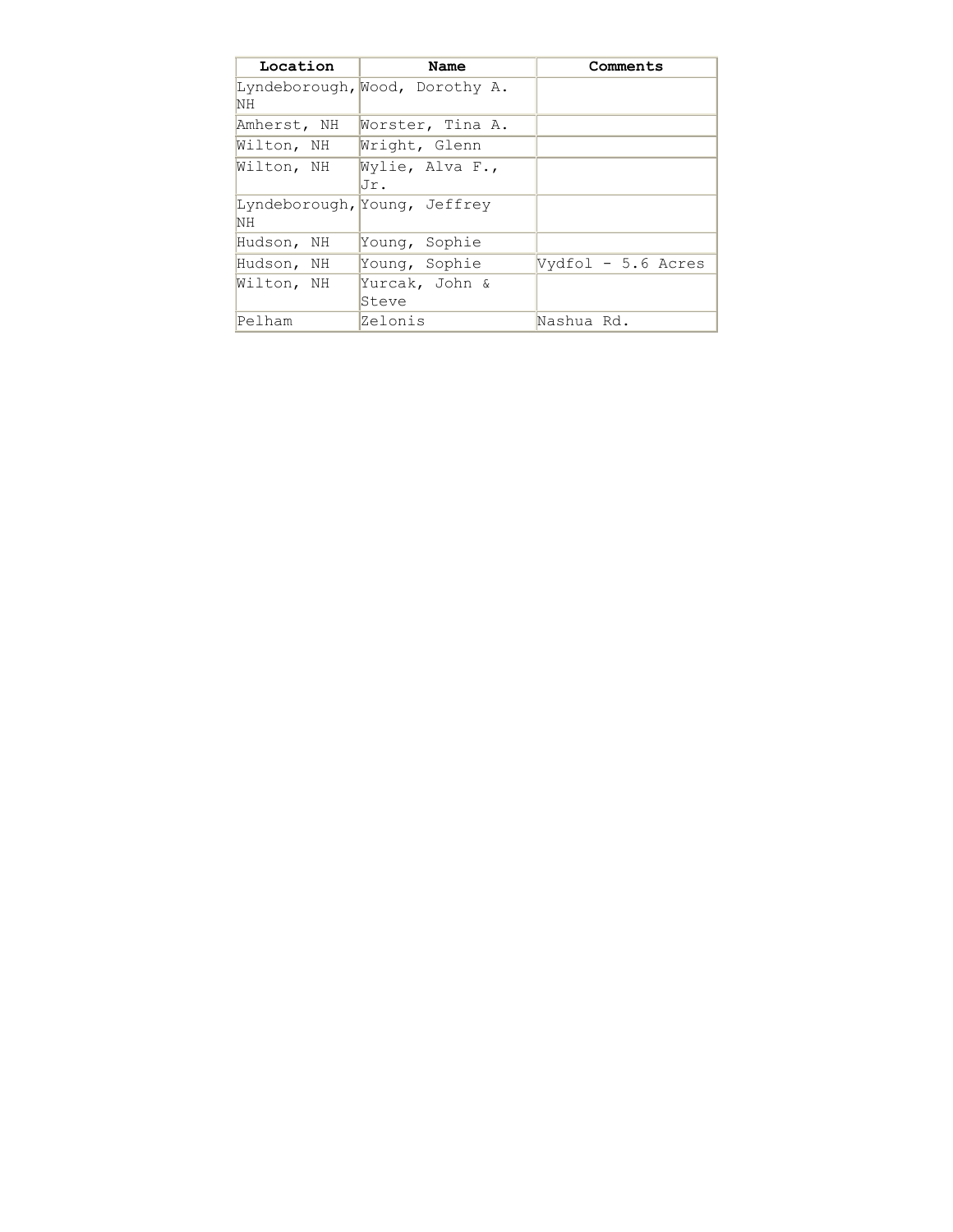| Location | Name | Comments |
| --- | --- | --- |
| Lyndeborough, NH | Wood, Dorothy A. | |
| Amherst, NH | Worster, Tina A. | |
| Wilton, NH | Wright, Glenn | |
| Wilton, NH | Wylie, Alva F., Jr. | |
| Lyndeborough, NH | Young, Jeffrey | |
| Hudson, NH | Young, Sophie | |
| Hudson, NH | Young, Sophie | Vydfol - 5.6 Acres |
| Wilton, NH | Yurcak, John & Steve | |
| Pelham | Zelonis | Nashua Rd. |